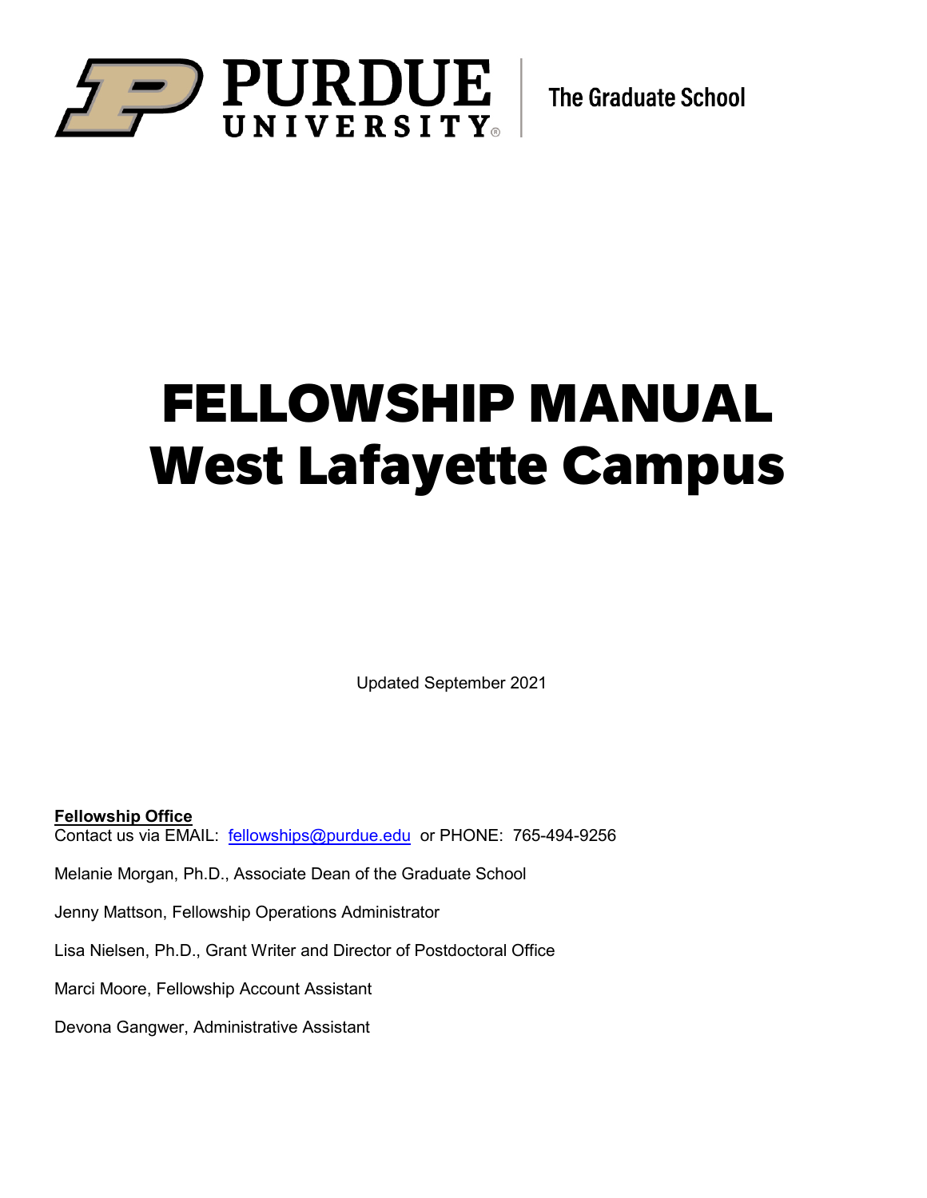PURDUE UNIVERSITY | The Graduate School

# FELLOWSHIP MANUAL
# West Lafayette Campus

Updated September 2021

**Fellowship Office**
Contact us via EMAIL: fellowships@purdue.edu or PHONE: 765-494-9256

Melanie Morgan, Ph.D., Associate Dean of the Graduate School

Jenny Mattson, Fellowship Operations Administrator

Lisa Nielsen, Ph.D., Grant Writer and Director of Postdoctoral Office

Marci Moore, Fellowship Account Assistant

Devona Gangwer, Administrative Assistant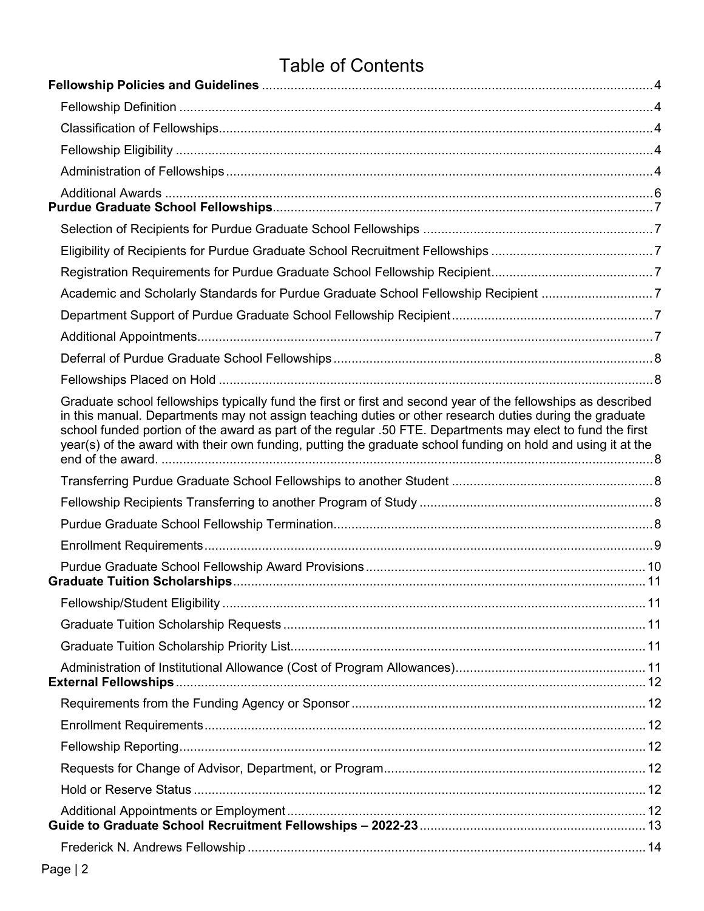# Table of Contents

**Fellowship Policies and Guidelines** ... 4

- Fellowship Definition ... 4
- Classification of Fellowships ... 4
- Fellowship Eligibility ... 4
- Administration of Fellowships ... 4
- Additional Awards ... 6

**Purdue Graduate School Fellowships** ... 7

- Selection of Recipients for Purdue Graduate School Fellowships ... 7
- Eligibility of Recipients for Purdue Graduate School Recruitment Fellowships ... 7
- Registration Requirements for Purdue Graduate School Fellowship Recipient ... 7
- Academic and Scholarly Standards for Purdue Graduate School Fellowship Recipient ... 7
- Department Support of Purdue Graduate School Fellowship Recipient ... 7
- Additional Appointments ... 7
- Deferral of Purdue Graduate School Fellowships ... 8
- Fellowships Placed on Hold ... 8
- Graduate school fellowships typically fund the first or first and second year of the fellowships as described in this manual. Departments may not assign teaching duties or other research duties during the graduate school funded portion of the award as part of the regular .50 FTE. Departments may elect to fund the first year(s) of the award with their own funding, putting the graduate school funding on hold and using it at the end of the award. ... 8
- Transferring Purdue Graduate School Fellowships to another Student ... 8
- Fellowship Recipients Transferring to another Program of Study ... 8
- Purdue Graduate School Fellowship Termination ... 8
- Enrollment Requirements ... 9
- Purdue Graduate School Fellowship Award Provisions ... 10

**Graduate Tuition Scholarships** ... 11

- Fellowship/Student Eligibility ... 11
- Graduate Tuition Scholarship Requests ... 11
- Graduate Tuition Scholarship Priority List ... 11
- Administration of Institutional Allowance (Cost of Program Allowances) ... 11

**External Fellowships** ... 12

- Requirements from the Funding Agency or Sponsor ... 12
- Enrollment Requirements ... 12
- Fellowship Reporting ... 12
- Requests for Change of Advisor, Department, or Program ... 12
- Hold or Reserve Status ... 12
- Additional Appointments or Employment ... 12

**Guide to Graduate School Recruitment Fellowships – 2022-23** ... 13

- Frederick N. Andrews Fellowship ... 14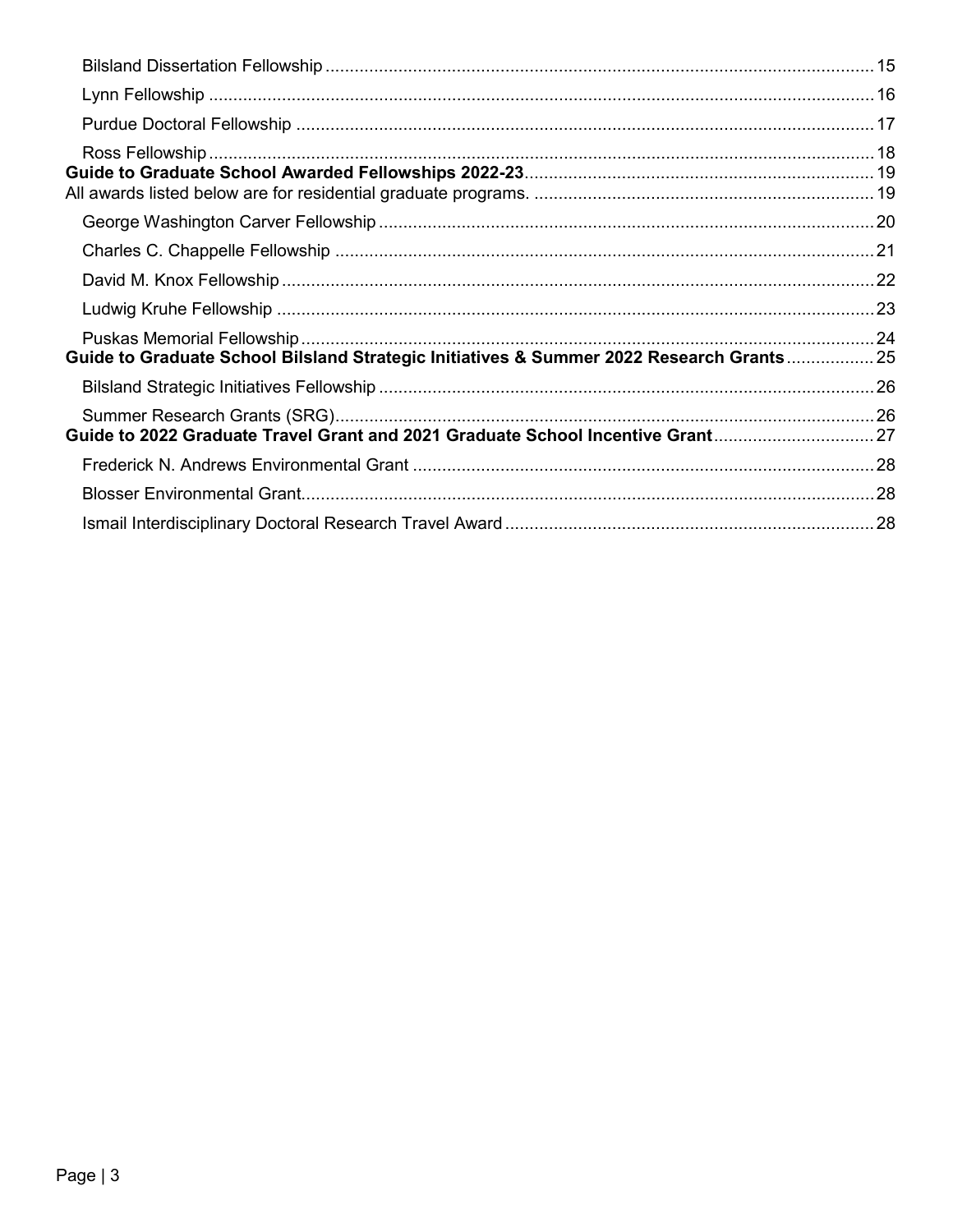Bilsland Dissertation Fellowship ................................................................................................ 15

Lynn Fellowship ........................................................................................................................... 16

Purdue Doctoral Fellowship ....................................................................................................... 17

Ross Fellowship ........................................................................................................................... 18

**Guide to Graduate School Awarded Fellowships 2022-23** ....................................................... 19

All awards listed below are for residential graduate programs. ..................................................... 19

George Washington Carver Fellowship ....................................................................................... 20

Charles C. Chappelle Fellowship ............................................................................................... 21

David M. Knox Fellowship .......................................................................................................... 22

Ludwig Kruhe Fellowship ............................................................................................................ 23

Puskas Memorial Fellowship ...................................................................................................... 24

**Guide to Graduate School Bilsland Strategic Initiatives & Summer 2022 Research Grants** .................. 25

Bilsland Strategic Initiatives Fellowship ...................................................................................... 26

Summer Research Grants (SRG) ................................................................................................ 26

**Guide to 2022 Graduate Travel Grant and 2021 Graduate School Incentive Grant** ................................ 27

Frederick N. Andrews Environmental Grant ............................................................................... 28

Blosser Environmental Grant ...................................................................................................... 28

Ismail Interdisciplinary Doctoral Research Travel Award ............................................................ 28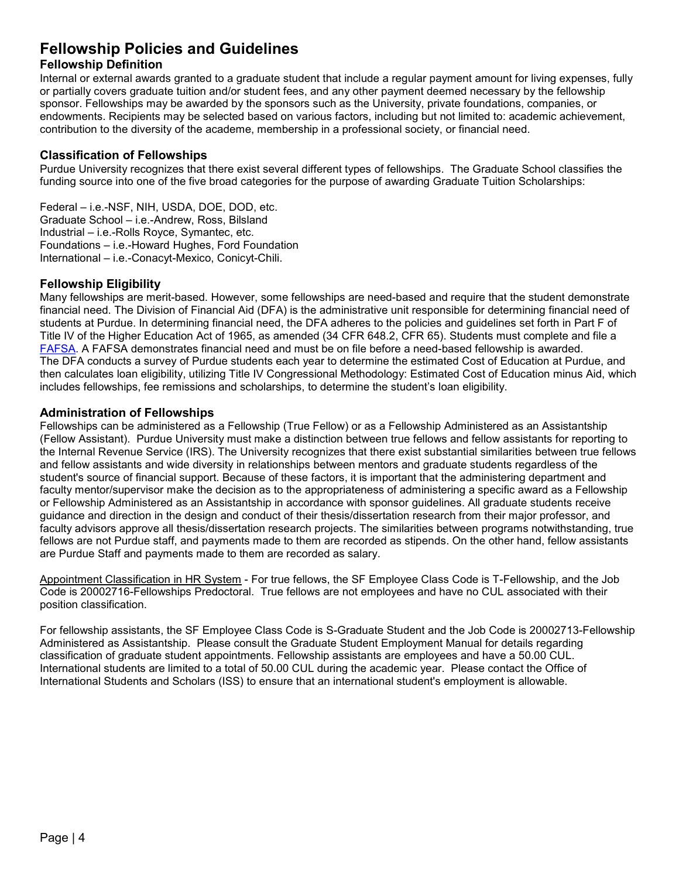# Fellowship Policies and Guidelines

## Fellowship Definition

Internal or external awards granted to a graduate student that include a regular payment amount for living expenses, fully or partially covers graduate tuition and/or student fees, and any other payment deemed necessary by the fellowship sponsor. Fellowships may be awarded by the sponsors such as the University, private foundations, companies, or endowments. Recipients may be selected based on various factors, including but not limited to: academic achievement, contribution to the diversity of the academe, membership in a professional society, or financial need.

## Classification of Fellowships

Purdue University recognizes that there exist several different types of fellowships. The Graduate School classifies the funding source into one of the five broad categories for the purpose of awarding Graduate Tuition Scholarships:

Federal – i.e.-NSF, NIH, USDA, DOE, DOD, etc.
Graduate School – i.e.-Andrew, Ross, Bilsland
Industrial – i.e.-Rolls Royce, Symantec, etc.
Foundations – i.e.-Howard Hughes, Ford Foundation
International – i.e.-Conacyt-Mexico, Conicyt-Chili.

## Fellowship Eligibility

Many fellowships are merit-based. However, some fellowships are need-based and require that the student demonstrate financial need. The Division of Financial Aid (DFA) is the administrative unit responsible for determining financial need of students at Purdue. In determining financial need, the DFA adheres to the policies and guidelines set forth in Part F of Title IV of the Higher Education Act of 1965, as amended (34 CFR 648.2, CFR 65). Students must complete and file a FAFSA. A FAFSA demonstrates financial need and must be on file before a need-based fellowship is awarded. The DFA conducts a survey of Purdue students each year to determine the estimated Cost of Education at Purdue, and then calculates loan eligibility, utilizing Title IV Congressional Methodology: Estimated Cost of Education minus Aid, which includes fellowships, fee remissions and scholarships, to determine the student's loan eligibility.

## Administration of Fellowships

Fellowships can be administered as a Fellowship (True Fellow) or as a Fellowship Administered as an Assistantship (Fellow Assistant). Purdue University must make a distinction between true fellows and fellow assistants for reporting to the Internal Revenue Service (IRS). The University recognizes that there exist substantial similarities between true fellows and fellow assistants and wide diversity in relationships between mentors and graduate students regardless of the student's source of financial support. Because of these factors, it is important that the administering department and faculty mentor/supervisor make the decision as to the appropriateness of administering a specific award as a Fellowship or Fellowship Administered as an Assistantship in accordance with sponsor guidelines. All graduate students receive guidance and direction in the design and conduct of their thesis/dissertation research from their major professor, and faculty advisors approve all thesis/dissertation research projects. The similarities between programs notwithstanding, true fellows are not Purdue staff, and payments made to them are recorded as stipends. On the other hand, fellow assistants are Purdue Staff and payments made to them are recorded as salary.

Appointment Classification in HR System - For true fellows, the SF Employee Class Code is T-Fellowship, and the Job Code is 20002716-Fellowships Predoctoral. True fellows are not employees and have no CUL associated with their position classification.

For fellowship assistants, the SF Employee Class Code is S-Graduate Student and the Job Code is 20002713-Fellowship Administered as Assistantship. Please consult the Graduate Student Employment Manual for details regarding classification of graduate student appointments. Fellowship assistants are employees and have a 50.00 CUL. International students are limited to a total of 50.00 CUL during the academic year. Please contact the Office of International Students and Scholars (ISS) to ensure that an international student's employment is allowable.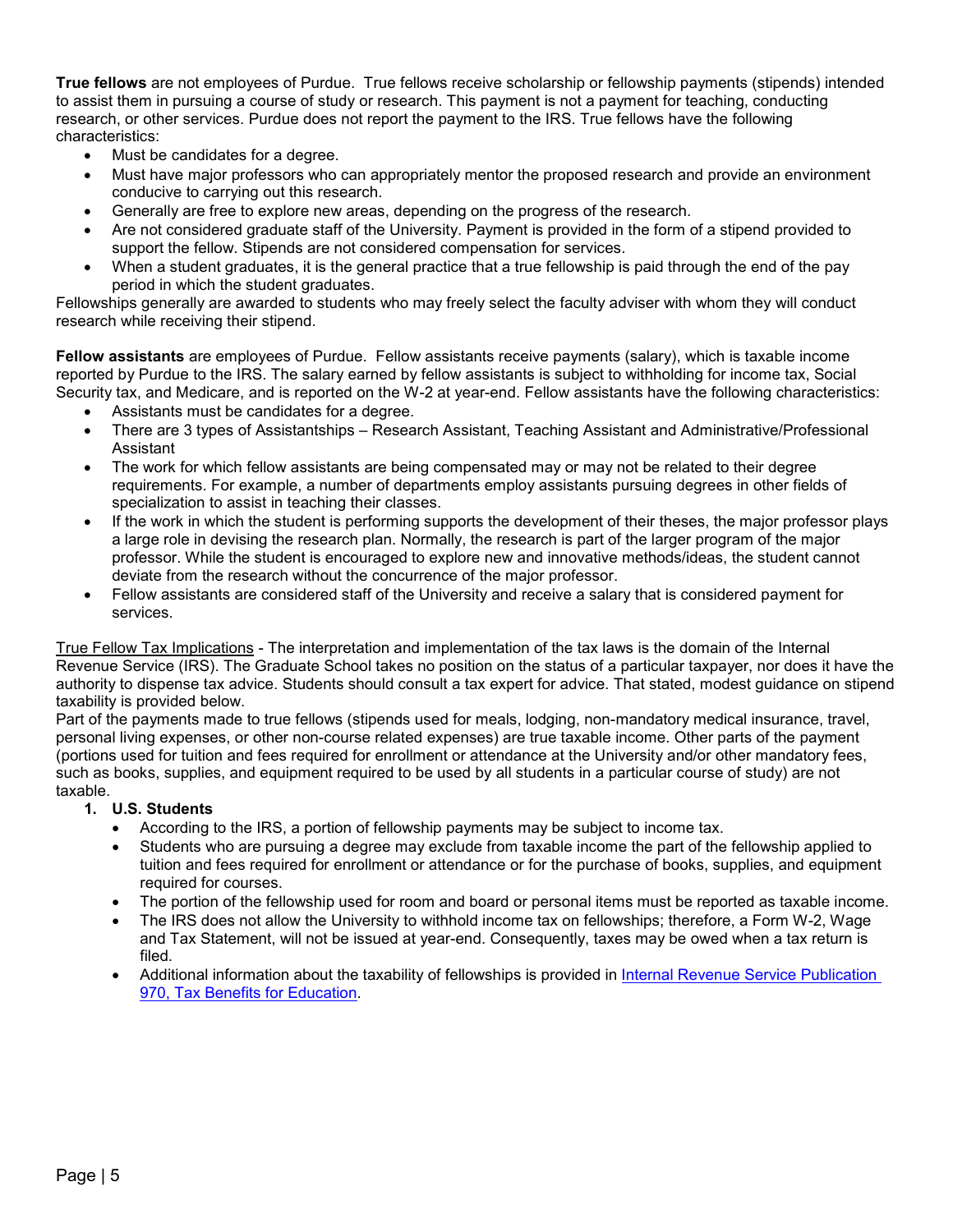**True fellows** are not employees of Purdue. True fellows receive scholarship or fellowship payments (stipends) intended to assist them in pursuing a course of study or research. This payment is not a payment for teaching, conducting research, or other services. Purdue does not report the payment to the IRS. True fellows have the following characteristics:

- Must be candidates for a degree.
- Must have major professors who can appropriately mentor the proposed research and provide an environment conducive to carrying out this research.
- Generally are free to explore new areas, depending on the progress of the research.
- Are not considered graduate staff of the University. Payment is provided in the form of a stipend provided to support the fellow. Stipends are not considered compensation for services.
- When a student graduates, it is the general practice that a true fellowship is paid through the end of the pay period in which the student graduates.

Fellowships generally are awarded to students who may freely select the faculty adviser with whom they will conduct research while receiving their stipend.

**Fellow assistants** are employees of Purdue. Fellow assistants receive payments (salary), which is taxable income reported by Purdue to the IRS. The salary earned by fellow assistants is subject to withholding for income tax, Social Security tax, and Medicare, and is reported on the W-2 at year-end. Fellow assistants have the following characteristics:

- Assistants must be candidates for a degree.
- There are 3 types of Assistantships – Research Assistant, Teaching Assistant and Administrative/Professional Assistant
- The work for which fellow assistants are being compensated may or may not be related to their degree requirements. For example, a number of departments employ assistants pursuing degrees in other fields of specialization to assist in teaching their classes.
- If the work in which the student is performing supports the development of their theses, the major professor plays a large role in devising the research plan. Normally, the research is part of the larger program of the major professor. While the student is encouraged to explore new and innovative methods/ideas, the student cannot deviate from the research without the concurrence of the major professor.
- Fellow assistants are considered staff of the University and receive a salary that is considered payment for services.

<u>True Fellow Tax Implications</u> - The interpretation and implementation of the tax laws is the domain of the Internal Revenue Service (IRS). The Graduate School takes no position on the status of a particular taxpayer, nor does it have the authority to dispense tax advice. Students should consult a tax expert for advice. That stated, modest guidance on stipend taxability is provided below.

Part of the payments made to true fellows (stipends used for meals, lodging, non-mandatory medical insurance, travel, personal living expenses, or other non-course related expenses) are true taxable income. Other parts of the payment (portions used for tuition and fees required for enrollment or attendance at the University and/or other mandatory fees, such as books, supplies, and equipment required to be used by all students in a particular course of study) are not taxable.

1. **U.S. Students**
   - According to the IRS, a portion of fellowship payments may be subject to income tax.
   - Students who are pursuing a degree may exclude from taxable income the part of the fellowship applied to tuition and fees required for enrollment or attendance or for the purchase of books, supplies, and equipment required for courses.
   - The portion of the fellowship used for room and board or personal items must be reported as taxable income.
   - The IRS does not allow the University to withhold income tax on fellowships; therefore, a Form W-2, Wage and Tax Statement, will not be issued at year-end. Consequently, taxes may be owed when a tax return is filed.
   - Additional information about the taxability of fellowships is provided in [Internal Revenue Service Publication 970, Tax Benefits for Education](#).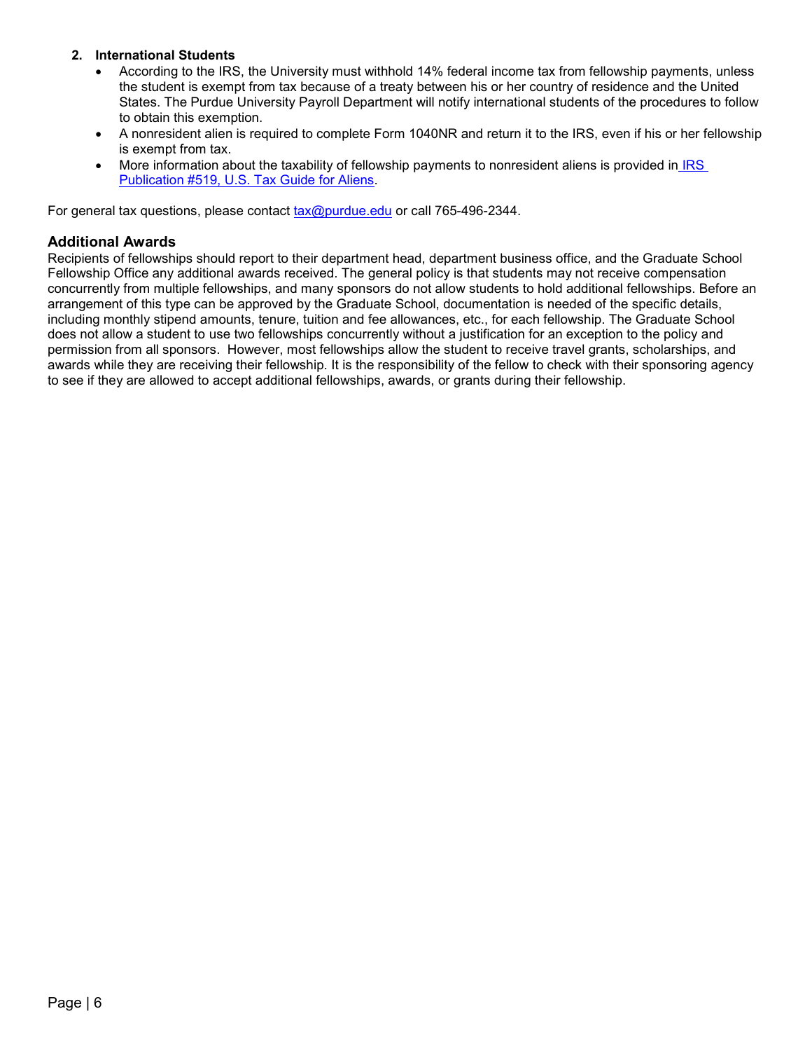2. **International Students**
   - According to the IRS, the University must withhold 14% federal income tax from fellowship payments, unless the student is exempt from tax because of a treaty between his or her country of residence and the United States. The Purdue University Payroll Department will notify international students of the procedures to follow to obtain this exemption.
   - A nonresident alien is required to complete Form 1040NR and return it to the IRS, even if his or her fellowship is exempt from tax.
   - More information about the taxability of fellowship payments to nonresident aliens is provided in [IRS Publication #519, U.S. Tax Guide for Aliens](#).

For general tax questions, please contact [tax@purdue.edu](mailto:tax@purdue.edu) or call 765-496-2344.

### Additional Awards

Recipients of fellowships should report to their department head, department business office, and the Graduate School Fellowship Office any additional awards received. The general policy is that students may not receive compensation concurrently from multiple fellowships, and many sponsors do not allow students to hold additional fellowships. Before an arrangement of this type can be approved by the Graduate School, documentation is needed of the specific details, including monthly stipend amounts, tenure, tuition and fee allowances, etc., for each fellowship. The Graduate School does not allow a student to use two fellowships concurrently without a justification for an exception to the policy and permission from all sponsors. However, most fellowships allow the student to receive travel grants, scholarships, and awards while they are receiving their fellowship. It is the responsibility of the fellow to check with their sponsoring agency to see if they are allowed to accept additional fellowships, awards, or grants during their fellowship.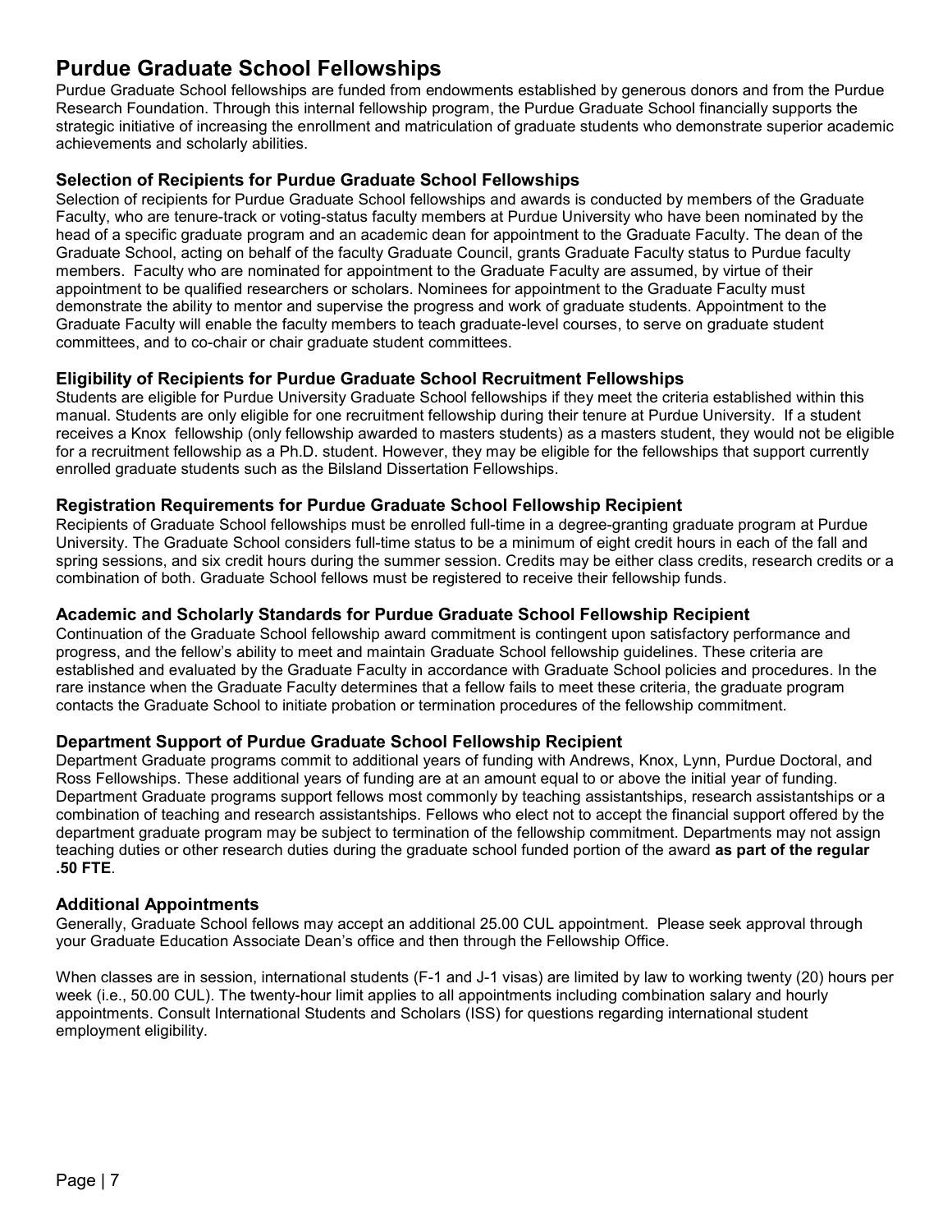# Purdue Graduate School Fellowships

Purdue Graduate School fellowships are funded from endowments established by generous donors and from the Purdue Research Foundation. Through this internal fellowship program, the Purdue Graduate School financially supports the strategic initiative of increasing the enrollment and matriculation of graduate students who demonstrate superior academic achievements and scholarly abilities.

## Selection of Recipients for Purdue Graduate School Fellowships

Selection of recipients for Purdue Graduate School fellowships and awards is conducted by members of the Graduate Faculty, who are tenure-track or voting-status faculty members at Purdue University who have been nominated by the head of a specific graduate program and an academic dean for appointment to the Graduate Faculty. The dean of the Graduate School, acting on behalf of the faculty Graduate Council, grants Graduate Faculty status to Purdue faculty members. Faculty who are nominated for appointment to the Graduate Faculty are assumed, by virtue of their appointment to be qualified researchers or scholars. Nominees for appointment to the Graduate Faculty must demonstrate the ability to mentor and supervise the progress and work of graduate students. Appointment to the Graduate Faculty will enable the faculty members to teach graduate-level courses, to serve on graduate student committees, and to co-chair or chair graduate student committees.

## Eligibility of Recipients for Purdue Graduate School Recruitment Fellowships

Students are eligible for Purdue University Graduate School fellowships if they meet the criteria established within this manual. Students are only eligible for one recruitment fellowship during their tenure at Purdue University. If a student receives a Knox fellowship (only fellowship awarded to masters students) as a masters student, they would not be eligible for a recruitment fellowship as a Ph.D. student. However, they may be eligible for the fellowships that support currently enrolled graduate students such as the Bilsland Dissertation Fellowships.

## Registration Requirements for Purdue Graduate School Fellowship Recipient

Recipients of Graduate School fellowships must be enrolled full-time in a degree-granting graduate program at Purdue University. The Graduate School considers full-time status to be a minimum of eight credit hours in each of the fall and spring sessions, and six credit hours during the summer session. Credits may be either class credits, research credits or a combination of both. Graduate School fellows must be registered to receive their fellowship funds.

## Academic and Scholarly Standards for Purdue Graduate School Fellowship Recipient

Continuation of the Graduate School fellowship award commitment is contingent upon satisfactory performance and progress, and the fellow's ability to meet and maintain Graduate School fellowship guidelines. These criteria are established and evaluated by the Graduate Faculty in accordance with Graduate School policies and procedures. In the rare instance when the Graduate Faculty determines that a fellow fails to meet these criteria, the graduate program contacts the Graduate School to initiate probation or termination procedures of the fellowship commitment.

## Department Support of Purdue Graduate School Fellowship Recipient

Department Graduate programs commit to additional years of funding with Andrews, Knox, Lynn, Purdue Doctoral, and Ross Fellowships. These additional years of funding are at an amount equal to or above the initial year of funding. Department Graduate programs support fellows most commonly by teaching assistantships, research assistantships or a combination of teaching and research assistantships. Fellows who elect not to accept the financial support offered by the department graduate program may be subject to termination of the fellowship commitment. Departments may not assign teaching duties or other research duties during the graduate school funded portion of the award **as part of the regular .50 FTE**.

## Additional Appointments

Generally, Graduate School fellows may accept an additional 25.00 CUL appointment. Please seek approval through your Graduate Education Associate Dean's office and then through the Fellowship Office.

When classes are in session, international students (F-1 and J-1 visas) are limited by law to working twenty (20) hours per week (i.e., 50.00 CUL). The twenty-hour limit applies to all appointments including combination salary and hourly appointments. Consult International Students and Scholars (ISS) for questions regarding international student employment eligibility.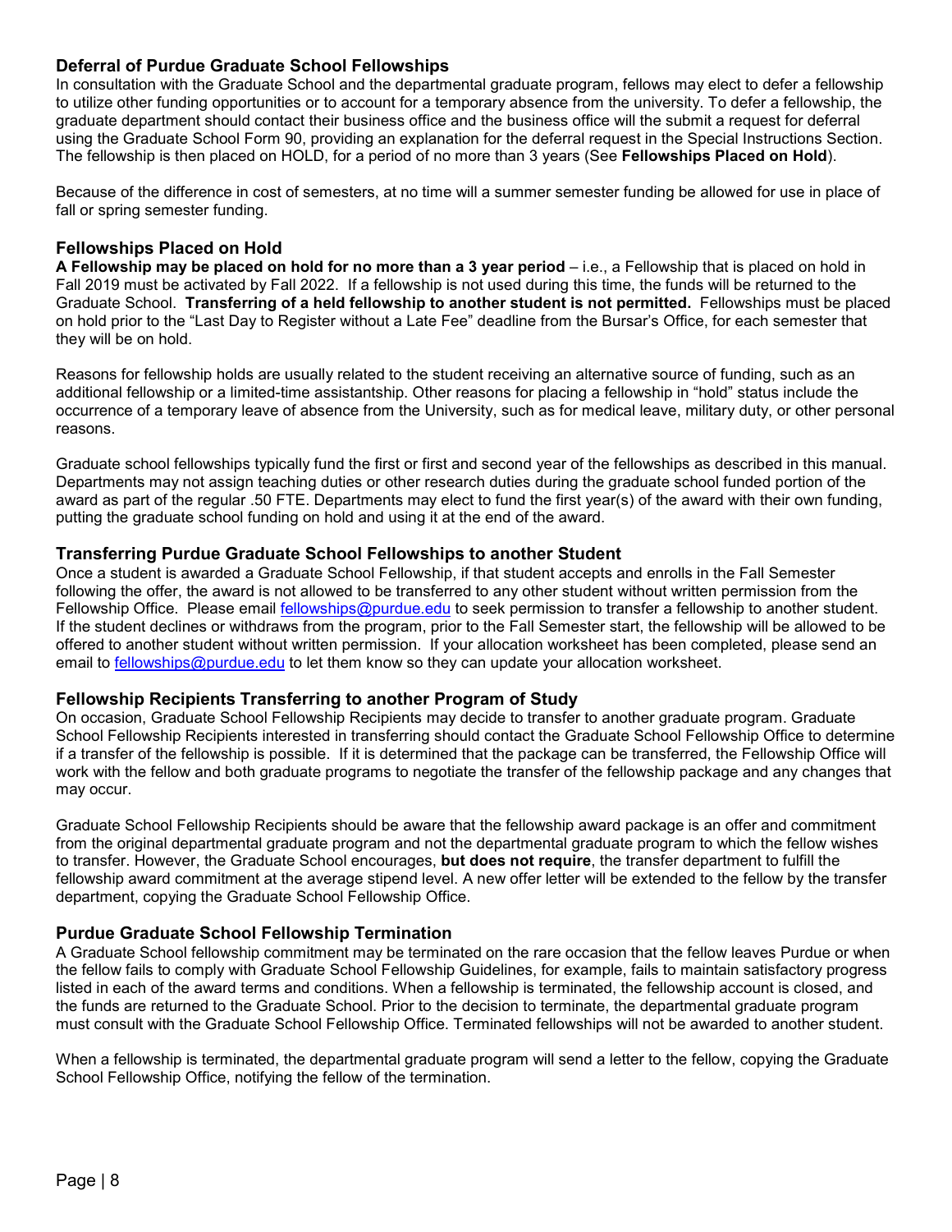## Deferral of Purdue Graduate School Fellowships

In consultation with the Graduate School and the departmental graduate program, fellows may elect to defer a fellowship to utilize other funding opportunities or to account for a temporary absence from the university. To defer a fellowship, the graduate department should contact their business office and the business office will the submit a request for deferral using the Graduate School Form 90, providing an explanation for the deferral request in the Special Instructions Section. The fellowship is then placed on HOLD, for a period of no more than 3 years (See **Fellowships Placed on Hold**).

Because of the difference in cost of semesters, at no time will a summer semester funding be allowed for use in place of fall or spring semester funding.

## Fellowships Placed on Hold

**A Fellowship may be placed on hold for no more than a 3 year period** – i.e., a Fellowship that is placed on hold in Fall 2019 must be activated by Fall 2022. If a fellowship is not used during this time, the funds will be returned to the Graduate School. **Transferring of a held fellowship to another student is not permitted.** Fellowships must be placed on hold prior to the "Last Day to Register without a Late Fee" deadline from the Bursar's Office, for each semester that they will be on hold.

Reasons for fellowship holds are usually related to the student receiving an alternative source of funding, such as an additional fellowship or a limited-time assistantship. Other reasons for placing a fellowship in "hold" status include the occurrence of a temporary leave of absence from the University, such as for medical leave, military duty, or other personal reasons.

Graduate school fellowships typically fund the first or first and second year of the fellowships as described in this manual. Departments may not assign teaching duties or other research duties during the graduate school funded portion of the award as part of the regular .50 FTE. Departments may elect to fund the first year(s) of the award with their own funding, putting the graduate school funding on hold and using it at the end of the award.

## Transferring Purdue Graduate School Fellowships to another Student

Once a student is awarded a Graduate School Fellowship, if that student accepts and enrolls in the Fall Semester following the offer, the award is not allowed to be transferred to any other student without written permission from the Fellowship Office. Please email fellowships@purdue.edu to seek permission to transfer a fellowship to another student. If the student declines or withdraws from the program, prior to the Fall Semester start, the fellowship will be allowed to be offered to another student without written permission. If your allocation worksheet has been completed, please send an email to fellowships@purdue.edu to let them know so they can update your allocation worksheet.

## Fellowship Recipients Transferring to another Program of Study

On occasion, Graduate School Fellowship Recipients may decide to transfer to another graduate program. Graduate School Fellowship Recipients interested in transferring should contact the Graduate School Fellowship Office to determine if a transfer of the fellowship is possible. If it is determined that the package can be transferred, the Fellowship Office will work with the fellow and both graduate programs to negotiate the transfer of the fellowship package and any changes that may occur.

Graduate School Fellowship Recipients should be aware that the fellowship award package is an offer and commitment from the original departmental graduate program and not the departmental graduate program to which the fellow wishes to transfer. However, the Graduate School encourages, **but does not require**, the transfer department to fulfill the fellowship award commitment at the average stipend level. A new offer letter will be extended to the fellow by the transfer department, copying the Graduate School Fellowship Office.

## Purdue Graduate School Fellowship Termination

A Graduate School fellowship commitment may be terminated on the rare occasion that the fellow leaves Purdue or when the fellow fails to comply with Graduate School Fellowship Guidelines, for example, fails to maintain satisfactory progress listed in each of the award terms and conditions. When a fellowship is terminated, the fellowship account is closed, and the funds are returned to the Graduate School. Prior to the decision to terminate, the departmental graduate program must consult with the Graduate School Fellowship Office. Terminated fellowships will not be awarded to another student.

When a fellowship is terminated, the departmental graduate program will send a letter to the fellow, copying the Graduate School Fellowship Office, notifying the fellow of the termination.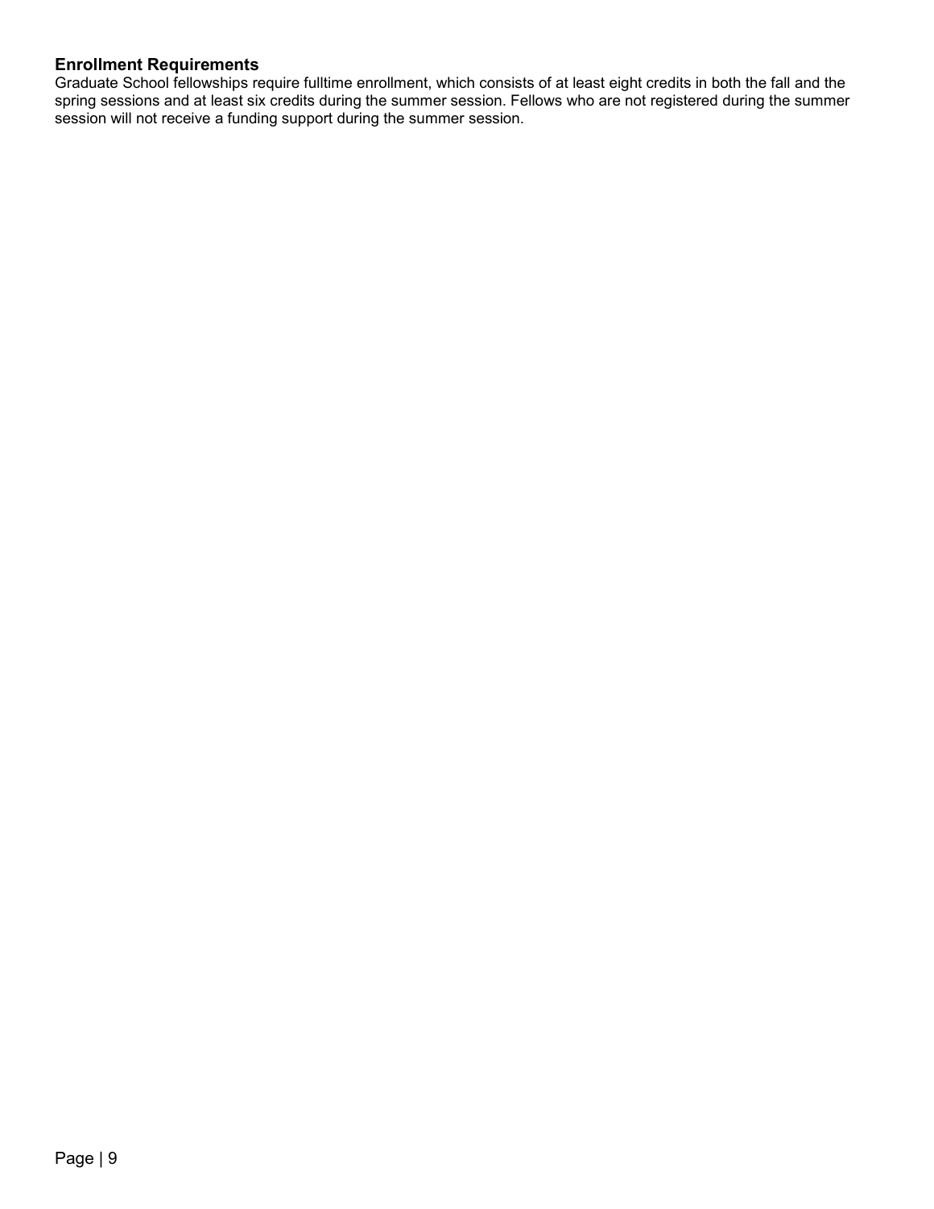### Enrollment Requirements

Graduate School fellowships require fulltime enrollment, which consists of at least eight credits in both the fall and the spring sessions and at least six credits during the summer session. Fellows who are not registered during the summer session will not receive a funding support during the summer session.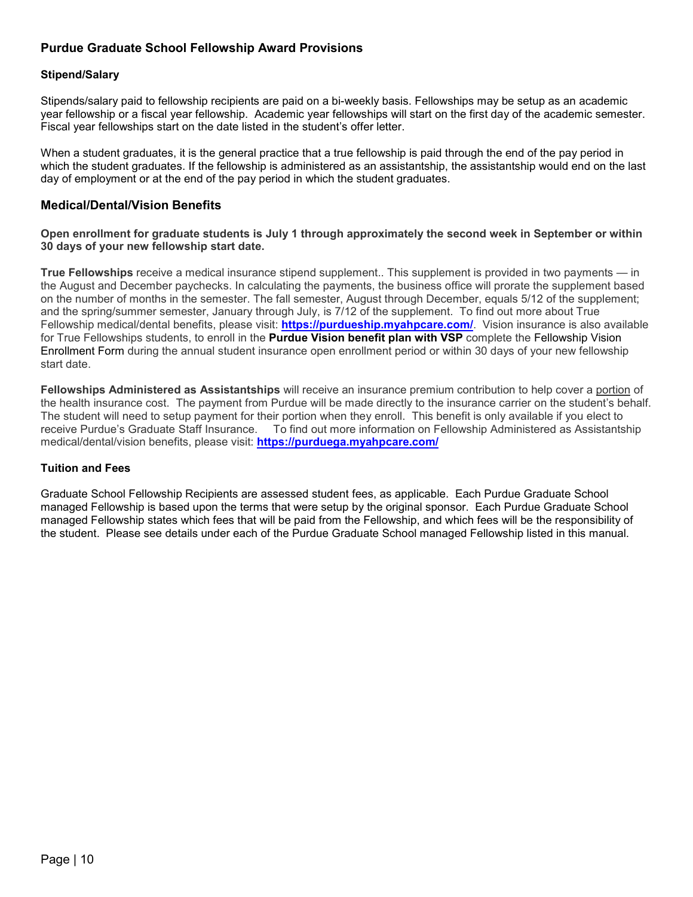## Purdue Graduate School Fellowship Award Provisions

### Stipend/Salary

Stipends/salary paid to fellowship recipients are paid on a bi-weekly basis. Fellowships may be setup as an academic year fellowship or a fiscal year fellowship. Academic year fellowships will start on the first day of the academic semester. Fiscal year fellowships start on the date listed in the student's offer letter.

When a student graduates, it is the general practice that a true fellowship is paid through the end of the pay period in which the student graduates. If the fellowship is administered as an assistantship, the assistantship would end on the last day of employment or at the end of the pay period in which the student graduates.

## Medical/Dental/Vision Benefits

**Open enrollment for graduate students is July 1 through approximately the second week in September or within 30 days of your new fellowship start date.**

**True Fellowships** receive a medical insurance stipend supplement.. This supplement is provided in two payments — in the August and December paychecks. In calculating the payments, the business office will prorate the supplement based on the number of months in the semester. The fall semester, August through December, equals 5/12 of the supplement; and the spring/summer semester, January through July, is 7/12 of the supplement. To find out more about True Fellowship medical/dental benefits, please visit: **[https://purdueship.myahpcare.com/](https://purdueship.myahpcare.com/)**. Vision insurance is also available for True Fellowships students, to enroll in the **Purdue Vision benefit plan with VSP** complete the Fellowship Vision Enrollment Form during the annual student insurance open enrollment period or within 30 days of your new fellowship start date.

**Fellowships Administered as Assistantships** will receive an insurance premium contribution to help cover a portion of the health insurance cost. The payment from Purdue will be made directly to the insurance carrier on the student's behalf. The student will need to setup payment for their portion when they enroll. This benefit is only available if you elect to receive Purdue's Graduate Staff Insurance. To find out more information on Fellowship Administered as Assistantship medical/dental/vision benefits, please visit: **[https://purduega.myahpcare.com/](https://purduega.myahpcare.com/)**

### Tuition and Fees

Graduate School Fellowship Recipients are assessed student fees, as applicable. Each Purdue Graduate School managed Fellowship is based upon the terms that were setup by the original sponsor. Each Purdue Graduate School managed Fellowship states which fees that will be paid from the Fellowship, and which fees will be the responsibility of the student. Please see details under each of the Purdue Graduate School managed Fellowship listed in this manual.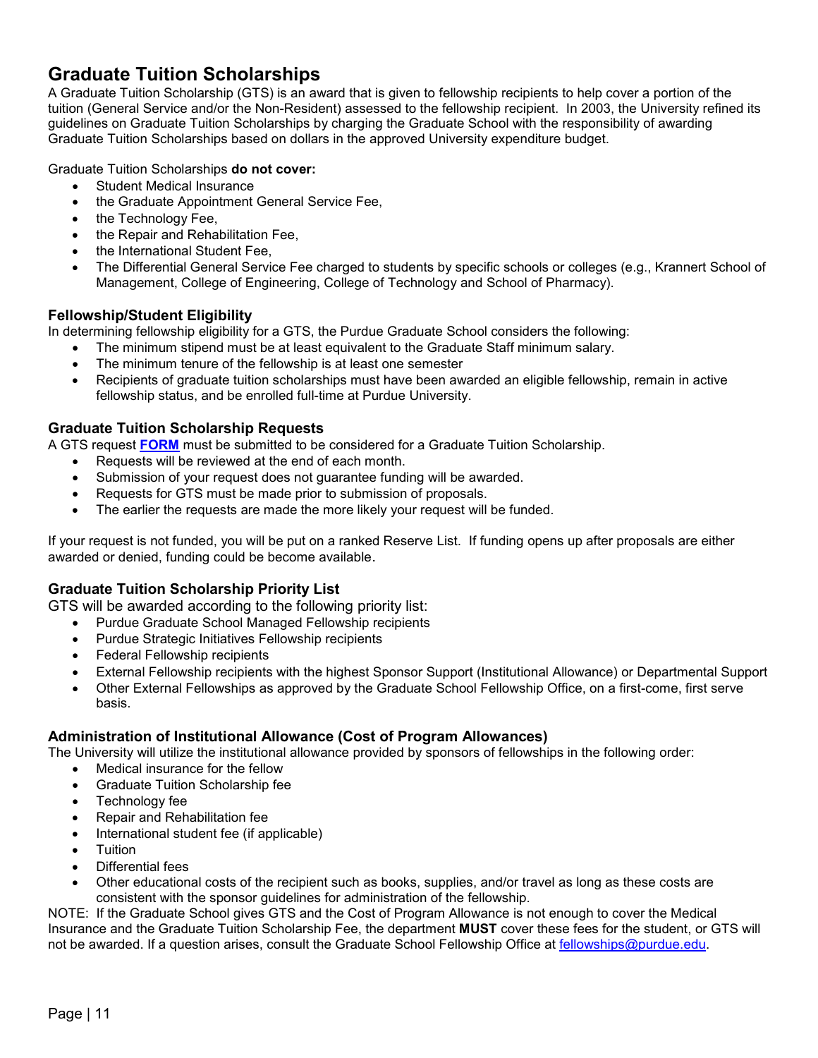# Graduate Tuition Scholarships

A Graduate Tuition Scholarship (GTS) is an award that is given to fellowship recipients to help cover a portion of the tuition (General Service and/or the Non-Resident) assessed to the fellowship recipient. In 2003, the University refined its guidelines on Graduate Tuition Scholarships by charging the Graduate School with the responsibility of awarding Graduate Tuition Scholarships based on dollars in the approved University expenditure budget.

Graduate Tuition Scholarships **do not cover:**

- Student Medical Insurance
- the Graduate Appointment General Service Fee,
- the Technology Fee,
- the Repair and Rehabilitation Fee,
- the International Student Fee,
- The Differential General Service Fee charged to students by specific schools or colleges (e.g., Krannert School of Management, College of Engineering, College of Technology and School of Pharmacy).

### Fellowship/Student Eligibility

In determining fellowship eligibility for a GTS, the Purdue Graduate School considers the following:

- The minimum stipend must be at least equivalent to the Graduate Staff minimum salary.
- The minimum tenure of the fellowship is at least one semester
- Recipients of graduate tuition scholarships must have been awarded an eligible fellowship, remain in active fellowship status, and be enrolled full-time at Purdue University.

### Graduate Tuition Scholarship Requests

A GTS request **FORM** must be submitted to be considered for a Graduate Tuition Scholarship.

- Requests will be reviewed at the end of each month.
- Submission of your request does not guarantee funding will be awarded.
- Requests for GTS must be made prior to submission of proposals.
- The earlier the requests are made the more likely your request will be funded.

If your request is not funded, you will be put on a ranked Reserve List. If funding opens up after proposals are either awarded or denied, funding could be become available.

### Graduate Tuition Scholarship Priority List

GTS will be awarded according to the following priority list:

- Purdue Graduate School Managed Fellowship recipients
- Purdue Strategic Initiatives Fellowship recipients
- Federal Fellowship recipients
- External Fellowship recipients with the highest Sponsor Support (Institutional Allowance) or Departmental Support
- Other External Fellowships as approved by the Graduate School Fellowship Office, on a first-come, first serve basis.

### Administration of Institutional Allowance (Cost of Program Allowances)

The University will utilize the institutional allowance provided by sponsors of fellowships in the following order:

- Medical insurance for the fellow
- Graduate Tuition Scholarship fee
- Technology fee
- Repair and Rehabilitation fee
- International student fee (if applicable)
- Tuition
- Differential fees
- Other educational costs of the recipient such as books, supplies, and/or travel as long as these costs are consistent with the sponsor guidelines for administration of the fellowship.

NOTE: If the Graduate School gives GTS and the Cost of Program Allowance is not enough to cover the Medical Insurance and the Graduate Tuition Scholarship Fee, the department **MUST** cover these fees for the student, or GTS will not be awarded. If a question arises, consult the Graduate School Fellowship Office at fellowships@purdue.edu.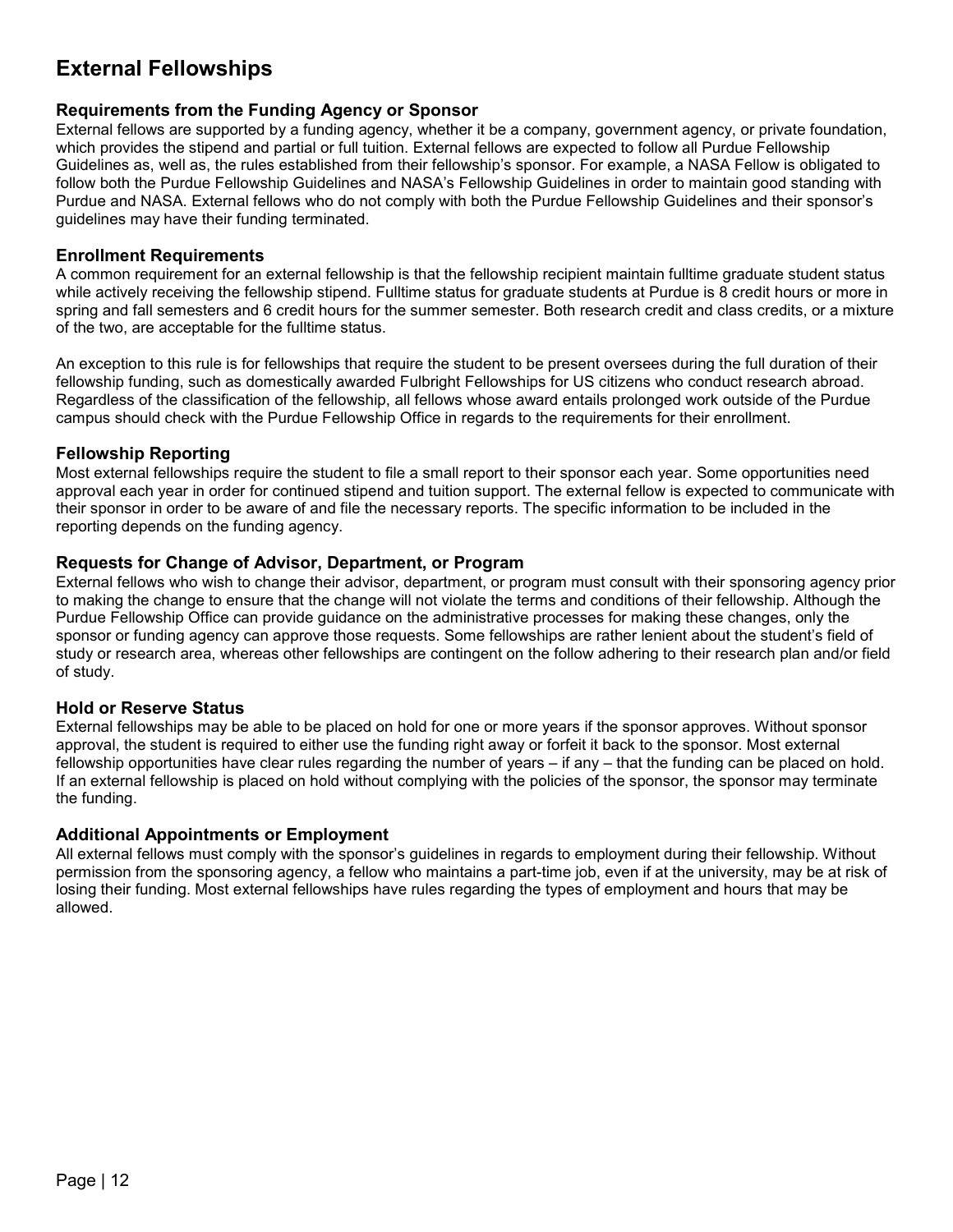# External Fellowships

## Requirements from the Funding Agency or Sponsor

External fellows are supported by a funding agency, whether it be a company, government agency, or private foundation, which provides the stipend and partial or full tuition. External fellows are expected to follow all Purdue Fellowship Guidelines as, well as, the rules established from their fellowship's sponsor. For example, a NASA Fellow is obligated to follow both the Purdue Fellowship Guidelines and NASA's Fellowship Guidelines in order to maintain good standing with Purdue and NASA. External fellows who do not comply with both the Purdue Fellowship Guidelines and their sponsor's guidelines may have their funding terminated.

## Enrollment Requirements

A common requirement for an external fellowship is that the fellowship recipient maintain fulltime graduate student status while actively receiving the fellowship stipend. Fulltime status for graduate students at Purdue is 8 credit hours or more in spring and fall semesters and 6 credit hours for the summer semester. Both research credit and class credits, or a mixture of the two, are acceptable for the fulltime status.

An exception to this rule is for fellowships that require the student to be present oversees during the full duration of their fellowship funding, such as domestically awarded Fulbright Fellowships for US citizens who conduct research abroad. Regardless of the classification of the fellowship, all fellows whose award entails prolonged work outside of the Purdue campus should check with the Purdue Fellowship Office in regards to the requirements for their enrollment.

## Fellowship Reporting

Most external fellowships require the student to file a small report to their sponsor each year. Some opportunities need approval each year in order for continued stipend and tuition support. The external fellow is expected to communicate with their sponsor in order to be aware of and file the necessary reports. The specific information to be included in the reporting depends on the funding agency.

## Requests for Change of Advisor, Department, or Program

External fellows who wish to change their advisor, department, or program must consult with their sponsoring agency prior to making the change to ensure that the change will not violate the terms and conditions of their fellowship. Although the Purdue Fellowship Office can provide guidance on the administrative processes for making these changes, only the sponsor or funding agency can approve those requests. Some fellowships are rather lenient about the student's field of study or research area, whereas other fellowships are contingent on the follow adhering to their research plan and/or field of study.

## Hold or Reserve Status

External fellowships may be able to be placed on hold for one or more years if the sponsor approves. Without sponsor approval, the student is required to either use the funding right away or forfeit it back to the sponsor. Most external fellowship opportunities have clear rules regarding the number of years – if any – that the funding can be placed on hold. If an external fellowship is placed on hold without complying with the policies of the sponsor, the sponsor may terminate the funding.

## Additional Appointments or Employment

All external fellows must comply with the sponsor's guidelines in regards to employment during their fellowship. Without permission from the sponsoring agency, a fellow who maintains a part-time job, even if at the university, may be at risk of losing their funding. Most external fellowships have rules regarding the types of employment and hours that may be allowed.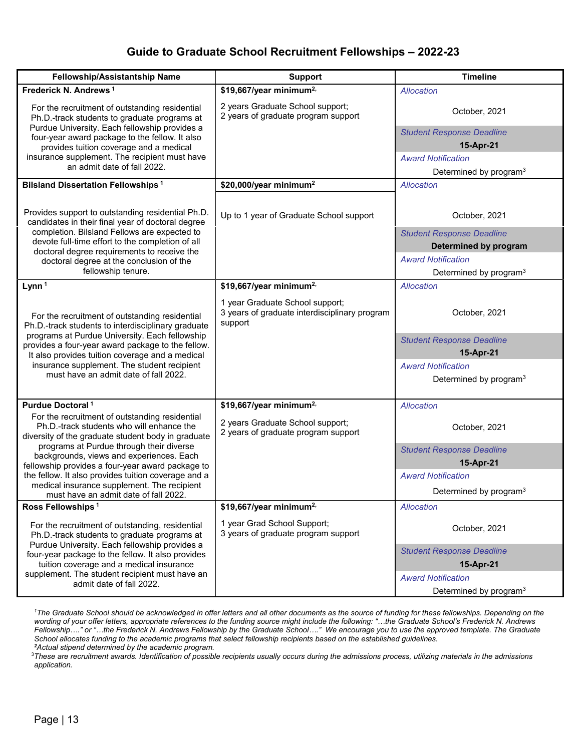## Guide to Graduate School Recruitment Fellowships – 2022-23

| Fellowship/Assistantship Name | Support | Timeline |
|---|---|---|
| **Frederick N. Andrews** [1]<br><br>For the recruitment of outstanding residential Ph.D.-track students to graduate programs at Purdue University. Each fellowship provides a four-year award package to the fellow. It also provides tuition coverage and a medical insurance supplement. The recipient must have an admit date of fall 2022. | **$19,667/year minimum**[2]<br><br>2 years Graduate School support;<br>2 years of graduate program support | *Allocation*<br>October, 2021<br>*Student Response Deadline*<br>**15-Apr-21**<br>*Award Notification*<br>Determined by program[3] |
| **Bilsland Dissertation Fellowships** [1]<br><br>Provides support to outstanding residential Ph.D. candidates in their final year of doctoral degree completion. Bilsland Fellows are expected to devote full-time effort to the completion of all doctoral degree requirements to receive the doctoral degree at the conclusion of the fellowship tenure. | **$20,000/year minimum**[2]<br><br>Up to 1 year of Graduate School support | *Allocation*<br>October, 2021<br>*Student Response Deadline*<br>**Determined by program**<br>*Award Notification*<br>Determined by program[3] |
| **Lynn** [1]<br><br>For the recruitment of outstanding residential Ph.D.-track students to interdisciplinary graduate programs at Purdue University. Each fellowship provides a four-year award package to the fellow. It also provides tuition coverage and a medical insurance supplement. The student recipient must have an admit date of fall 2022. | **$19,667/year minimum**[2]<br><br>1 year Graduate School support;<br>3 years of graduate interdisciplinary program support | *Allocation*<br>October, 2021<br>*Student Response Deadline*<br>**15-Apr-21**<br>*Award Notification*<br>Determined by program[3] |
| **Purdue Doctoral** [1]<br><br>For the recruitment of outstanding residential Ph.D.-track students who will enhance the diversity of the graduate student body in graduate programs at Purdue through their diverse backgrounds, views and experiences. Each fellowship provides a four-year award package to the fellow. It also provides tuition coverage and a medical insurance supplement. The recipient must have an admit date of fall 2022. | **$19,667/year minimum**[2]<br><br>2 years Graduate School support;<br>2 years of graduate program support | *Allocation*<br>October, 2021<br>*Student Response Deadline*<br>**15-Apr-21**<br>*Award Notification*<br>Determined by program[3] |
| **Ross Fellowships** [1]<br><br>For the recruitment of outstanding, residential Ph.D.-track students to graduate programs at Purdue University. Each fellowship provides a four-year package to the fellow. It also provides tuition coverage and a medical insurance supplement. The student recipient must have an admit date of fall 2022. | **$19,667/year minimum**[2]<br><br>1 year Grad School Support;<br>3 years of graduate program support | *Allocation*<br>October, 2021<br>*Student Response Deadline*<br>**15-Apr-21**<br>*Award Notification*<br>Determined by program[3] |

*[1]The Graduate School should be acknowledged in offer letters and all other documents as the source of funding for these fellowships. Depending on the wording of your offer letters, appropriate references to the funding source might include the following: "…the Graduate School's Frederick N. Andrews Fellowship…." or "…the Frederick N. Andrews Fellowship by the Graduate School…." We encourage you to use the approved template. The Graduate School allocates funding to the academic programs that select fellowship recipients based on the established guidelines.*
*[2]Actual stipend determined by the academic program.*
*[3]These are recruitment awards. Identification of possible recipients usually occurs during the admissions process, utilizing materials in the admissions application.*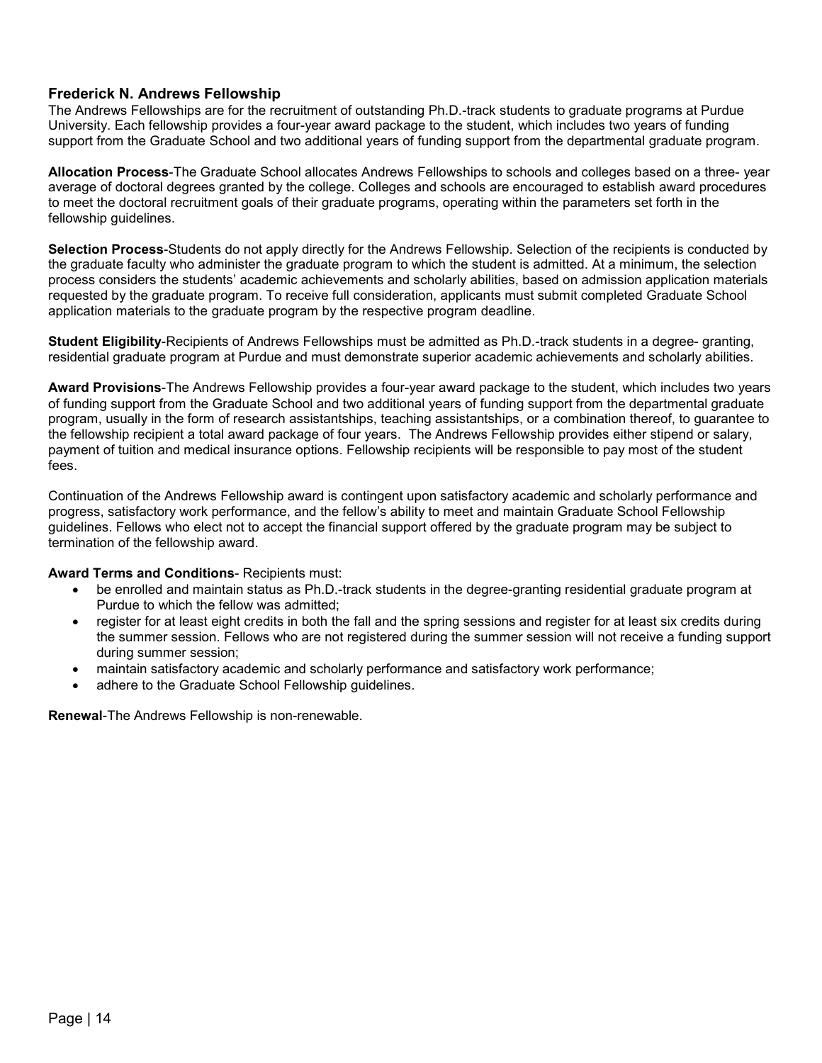## Frederick N. Andrews Fellowship

The Andrews Fellowships are for the recruitment of outstanding Ph.D.-track students to graduate programs at Purdue University. Each fellowship provides a four-year award package to the student, which includes two years of funding support from the Graduate School and two additional years of funding support from the departmental graduate program.

**Allocation Process**-The Graduate School allocates Andrews Fellowships to schools and colleges based on a three- year average of doctoral degrees granted by the college. Colleges and schools are encouraged to establish award procedures to meet the doctoral recruitment goals of their graduate programs, operating within the parameters set forth in the fellowship guidelines.

**Selection Process**-Students do not apply directly for the Andrews Fellowship. Selection of the recipients is conducted by the graduate faculty who administer the graduate program to which the student is admitted. At a minimum, the selection process considers the students' academic achievements and scholarly abilities, based on admission application materials requested by the graduate program. To receive full consideration, applicants must submit completed Graduate School application materials to the graduate program by the respective program deadline.

**Student Eligibility**-Recipients of Andrews Fellowships must be admitted as Ph.D.-track students in a degree- granting, residential graduate program at Purdue and must demonstrate superior academic achievements and scholarly abilities.

**Award Provisions**-The Andrews Fellowship provides a four-year award package to the student, which includes two years of funding support from the Graduate School and two additional years of funding support from the departmental graduate program, usually in the form of research assistantships, teaching assistantships, or a combination thereof, to guarantee to the fellowship recipient a total award package of four years. The Andrews Fellowship provides either stipend or salary, payment of tuition and medical insurance options. Fellowship recipients will be responsible to pay most of the student fees.

Continuation of the Andrews Fellowship award is contingent upon satisfactory academic and scholarly performance and progress, satisfactory work performance, and the fellow's ability to meet and maintain Graduate School Fellowship guidelines. Fellows who elect not to accept the financial support offered by the graduate program may be subject to termination of the fellowship award.

**Award Terms and Conditions**- Recipients must:

- be enrolled and maintain status as Ph.D.-track students in the degree-granting residential graduate program at Purdue to which the fellow was admitted;
- register for at least eight credits in both the fall and the spring sessions and register for at least six credits during the summer session. Fellows who are not registered during the summer session will not receive a funding support during summer session;
- maintain satisfactory academic and scholarly performance and satisfactory work performance;
- adhere to the Graduate School Fellowship guidelines.

**Renewal**-The Andrews Fellowship is non-renewable.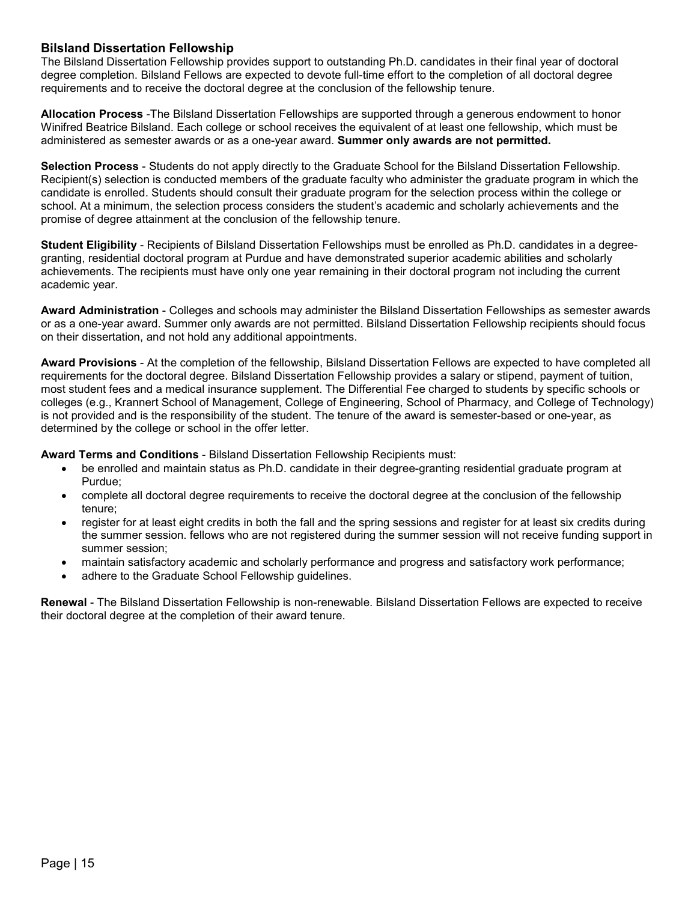## Bilsland Dissertation Fellowship

The Bilsland Dissertation Fellowship provides support to outstanding Ph.D. candidates in their final year of doctoral degree completion. Bilsland Fellows are expected to devote full-time effort to the completion of all doctoral degree requirements and to receive the doctoral degree at the conclusion of the fellowship tenure.

**Allocation Process** -The Bilsland Dissertation Fellowships are supported through a generous endowment to honor Winifred Beatrice Bilsland. Each college or school receives the equivalent of at least one fellowship, which must be administered as semester awards or as a one-year award. **Summer only awards are not permitted.**

**Selection Process** - Students do not apply directly to the Graduate School for the Bilsland Dissertation Fellowship. Recipient(s) selection is conducted members of the graduate faculty who administer the graduate program in which the candidate is enrolled. Students should consult their graduate program for the selection process within the college or school. At a minimum, the selection process considers the student's academic and scholarly achievements and the promise of degree attainment at the conclusion of the fellowship tenure.

**Student Eligibility** - Recipients of Bilsland Dissertation Fellowships must be enrolled as Ph.D. candidates in a degree-granting, residential doctoral program at Purdue and have demonstrated superior academic abilities and scholarly achievements. The recipients must have only one year remaining in their doctoral program not including the current academic year.

**Award Administration** - Colleges and schools may administer the Bilsland Dissertation Fellowships as semester awards or as a one-year award. Summer only awards are not permitted. Bilsland Dissertation Fellowship recipients should focus on their dissertation, and not hold any additional appointments.

**Award Provisions** - At the completion of the fellowship, Bilsland Dissertation Fellows are expected to have completed all requirements for the doctoral degree. Bilsland Dissertation Fellowship provides a salary or stipend, payment of tuition, most student fees and a medical insurance supplement. The Differential Fee charged to students by specific schools or colleges (e.g., Krannert School of Management, College of Engineering, School of Pharmacy, and College of Technology) is not provided and is the responsibility of the student. The tenure of the award is semester-based or one-year, as determined by the college or school in the offer letter.

**Award Terms and Conditions** - Bilsland Dissertation Fellowship Recipients must:

- be enrolled and maintain status as Ph.D. candidate in their degree-granting residential graduate program at Purdue;
- complete all doctoral degree requirements to receive the doctoral degree at the conclusion of the fellowship tenure;
- register for at least eight credits in both the fall and the spring sessions and register for at least six credits during the summer session. fellows who are not registered during the summer session will not receive funding support in summer session;
- maintain satisfactory academic and scholarly performance and progress and satisfactory work performance;
- adhere to the Graduate School Fellowship guidelines.

**Renewal** - The Bilsland Dissertation Fellowship is non-renewable. Bilsland Dissertation Fellows are expected to receive their doctoral degree at the completion of their award tenure.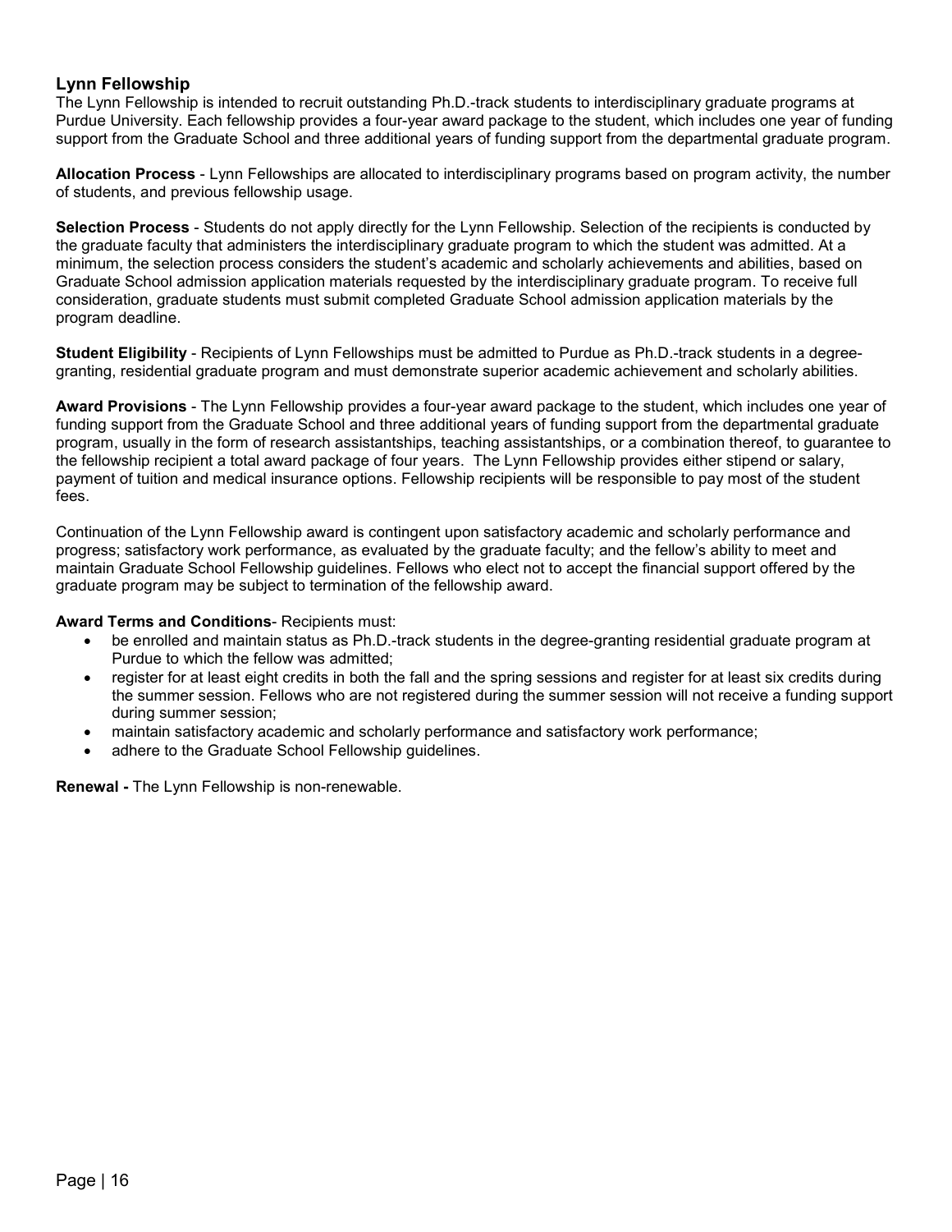## Lynn Fellowship

The Lynn Fellowship is intended to recruit outstanding Ph.D.-track students to interdisciplinary graduate programs at Purdue University. Each fellowship provides a four-year award package to the student, which includes one year of funding support from the Graduate School and three additional years of funding support from the departmental graduate program.

**Allocation Process** - Lynn Fellowships are allocated to interdisciplinary programs based on program activity, the number of students, and previous fellowship usage.

**Selection Process** - Students do not apply directly for the Lynn Fellowship. Selection of the recipients is conducted by the graduate faculty that administers the interdisciplinary graduate program to which the student was admitted. At a minimum, the selection process considers the student's academic and scholarly achievements and abilities, based on Graduate School admission application materials requested by the interdisciplinary graduate program. To receive full consideration, graduate students must submit completed Graduate School admission application materials by the program deadline.

**Student Eligibility** - Recipients of Lynn Fellowships must be admitted to Purdue as Ph.D.-track students in a degree-granting, residential graduate program and must demonstrate superior academic achievement and scholarly abilities.

**Award Provisions** - The Lynn Fellowship provides a four-year award package to the student, which includes one year of funding support from the Graduate School and three additional years of funding support from the departmental graduate program, usually in the form of research assistantships, teaching assistantships, or a combination thereof, to guarantee to the fellowship recipient a total award package of four years. The Lynn Fellowship provides either stipend or salary, payment of tuition and medical insurance options. Fellowship recipients will be responsible to pay most of the student fees.

Continuation of the Lynn Fellowship award is contingent upon satisfactory academic and scholarly performance and progress; satisfactory work performance, as evaluated by the graduate faculty; and the fellow's ability to meet and maintain Graduate School Fellowship guidelines. Fellows who elect not to accept the financial support offered by the graduate program may be subject to termination of the fellowship award.

**Award Terms and Conditions**- Recipients must:

- be enrolled and maintain status as Ph.D.-track students in the degree-granting residential graduate program at Purdue to which the fellow was admitted;
- register for at least eight credits in both the fall and the spring sessions and register for at least six credits during the summer session. Fellows who are not registered during the summer session will not receive a funding support during summer session;
- maintain satisfactory academic and scholarly performance and satisfactory work performance;
- adhere to the Graduate School Fellowship guidelines.

**Renewal -** The Lynn Fellowship is non-renewable.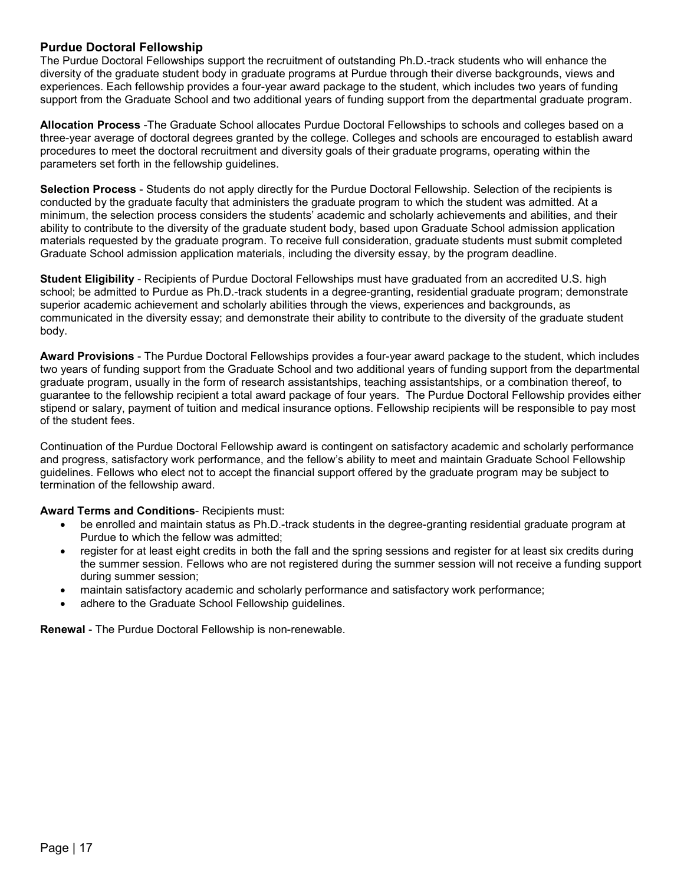## Purdue Doctoral Fellowship

The Purdue Doctoral Fellowships support the recruitment of outstanding Ph.D.-track students who will enhance the diversity of the graduate student body in graduate programs at Purdue through their diverse backgrounds, views and experiences. Each fellowship provides a four-year award package to the student, which includes two years of funding support from the Graduate School and two additional years of funding support from the departmental graduate program.

**Allocation Process** -The Graduate School allocates Purdue Doctoral Fellowships to schools and colleges based on a three-year average of doctoral degrees granted by the college. Colleges and schools are encouraged to establish award procedures to meet the doctoral recruitment and diversity goals of their graduate programs, operating within the parameters set forth in the fellowship guidelines.

**Selection Process** - Students do not apply directly for the Purdue Doctoral Fellowship. Selection of the recipients is conducted by the graduate faculty that administers the graduate program to which the student was admitted. At a minimum, the selection process considers the students' academic and scholarly achievements and abilities, and their ability to contribute to the diversity of the graduate student body, based upon Graduate School admission application materials requested by the graduate program. To receive full consideration, graduate students must submit completed Graduate School admission application materials, including the diversity essay, by the program deadline.

**Student Eligibility** - Recipients of Purdue Doctoral Fellowships must have graduated from an accredited U.S. high school; be admitted to Purdue as Ph.D.-track students in a degree-granting, residential graduate program; demonstrate superior academic achievement and scholarly abilities through the views, experiences and backgrounds, as communicated in the diversity essay; and demonstrate their ability to contribute to the diversity of the graduate student body.

**Award Provisions** - The Purdue Doctoral Fellowships provides a four-year award package to the student, which includes two years of funding support from the Graduate School and two additional years of funding support from the departmental graduate program, usually in the form of research assistantships, teaching assistantships, or a combination thereof, to guarantee to the fellowship recipient a total award package of four years. The Purdue Doctoral Fellowship provides either stipend or salary, payment of tuition and medical insurance options. Fellowship recipients will be responsible to pay most of the student fees.

Continuation of the Purdue Doctoral Fellowship award is contingent on satisfactory academic and scholarly performance and progress, satisfactory work performance, and the fellow's ability to meet and maintain Graduate School Fellowship guidelines. Fellows who elect not to accept the financial support offered by the graduate program may be subject to termination of the fellowship award.

**Award Terms and Conditions**- Recipients must:

- be enrolled and maintain status as Ph.D.-track students in the degree-granting residential graduate program at Purdue to which the fellow was admitted;
- register for at least eight credits in both the fall and the spring sessions and register for at least six credits during the summer session. Fellows who are not registered during the summer session will not receive a funding support during summer session;
- maintain satisfactory academic and scholarly performance and satisfactory work performance;
- adhere to the Graduate School Fellowship guidelines.

**Renewal** - The Purdue Doctoral Fellowship is non-renewable.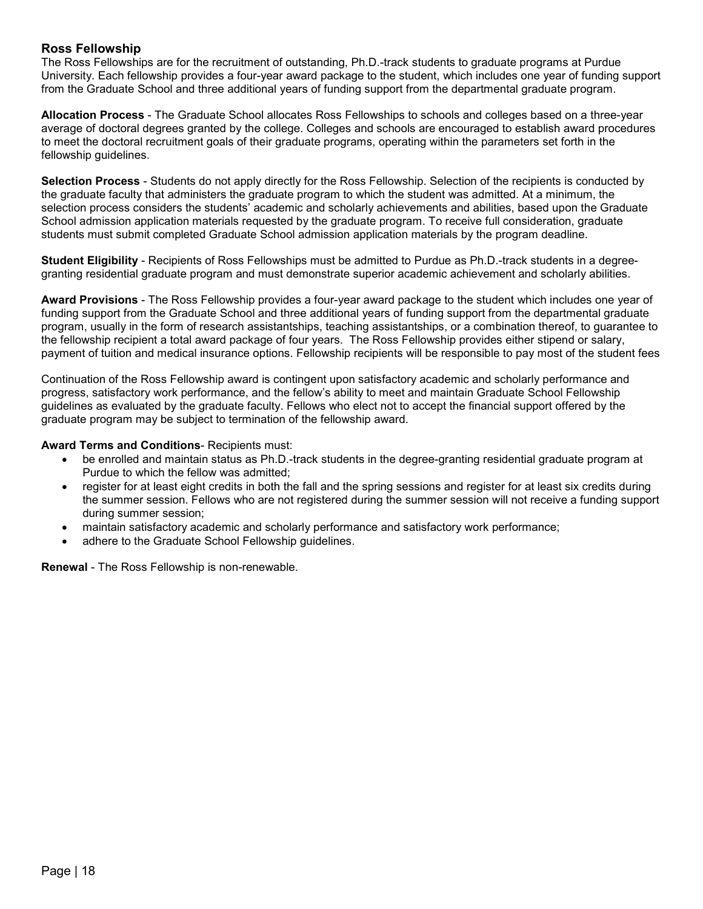## Ross Fellowship

The Ross Fellowships are for the recruitment of outstanding, Ph.D.-track students to graduate programs at Purdue University. Each fellowship provides a four-year award package to the student, which includes one year of funding support from the Graduate School and three additional years of funding support from the departmental graduate program.

**Allocation Process** - The Graduate School allocates Ross Fellowships to schools and colleges based on a three-year average of doctoral degrees granted by the college. Colleges and schools are encouraged to establish award procedures to meet the doctoral recruitment goals of their graduate programs, operating within the parameters set forth in the fellowship guidelines.

**Selection Process** - Students do not apply directly for the Ross Fellowship. Selection of the recipients is conducted by the graduate faculty that administers the graduate program to which the student was admitted. At a minimum, the selection process considers the students' academic and scholarly achievements and abilities, based upon the Graduate School admission application materials requested by the graduate program. To receive full consideration, graduate students must submit completed Graduate School admission application materials by the program deadline.

**Student Eligibility** - Recipients of Ross Fellowships must be admitted to Purdue as Ph.D.-track students in a degree-granting residential graduate program and must demonstrate superior academic achievement and scholarly abilities.

**Award Provisions** - The Ross Fellowship provides a four-year award package to the student which includes one year of funding support from the Graduate School and three additional years of funding support from the departmental graduate program, usually in the form of research assistantships, teaching assistantships, or a combination thereof, to guarantee to the fellowship recipient a total award package of four years. The Ross Fellowship provides either stipend or salary, payment of tuition and medical insurance options. Fellowship recipients will be responsible to pay most of the student fees

Continuation of the Ross Fellowship award is contingent upon satisfactory academic and scholarly performance and progress, satisfactory work performance, and the fellow's ability to meet and maintain Graduate School Fellowship guidelines as evaluated by the graduate faculty. Fellows who elect not to accept the financial support offered by the graduate program may be subject to termination of the fellowship award.

**Award Terms and Conditions**- Recipients must:

- be enrolled and maintain status as Ph.D.-track students in the degree-granting residential graduate program at Purdue to which the fellow was admitted;
- register for at least eight credits in both the fall and the spring sessions and register for at least six credits during the summer session. Fellows who are not registered during the summer session will not receive a funding support during summer session;
- maintain satisfactory academic and scholarly performance and satisfactory work performance;
- adhere to the Graduate School Fellowship guidelines.

**Renewal** - The Ross Fellowship is non-renewable.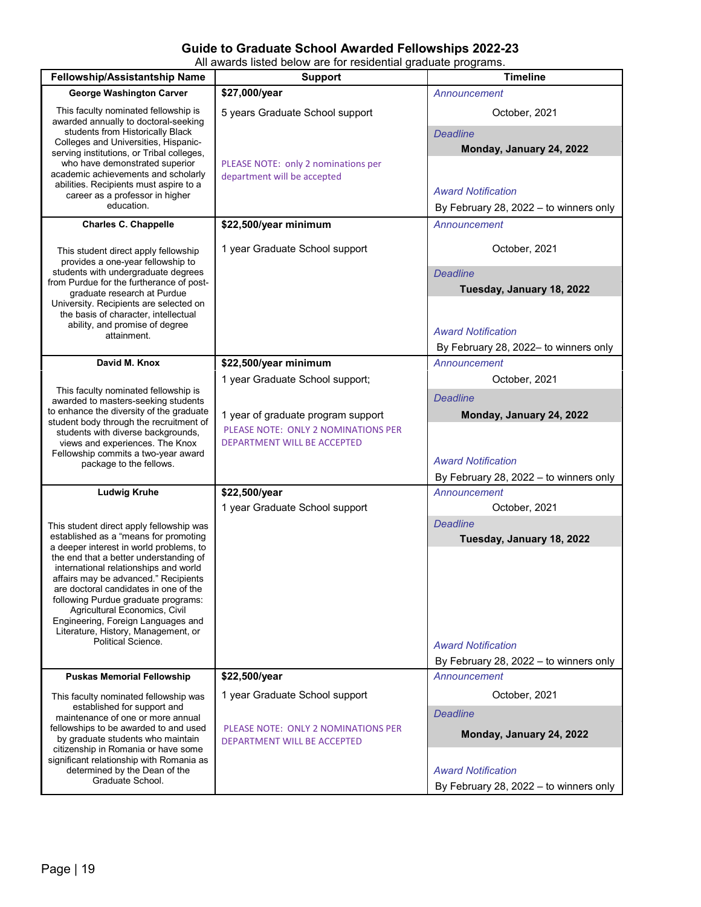## Guide to Graduate School Awarded Fellowships 2022-23

All awards listed below are for residential graduate programs.

| Fellowship/Assistantship Name | Support | Timeline |
|---|---|---|
| **George Washington Carver**<br><br>This faculty nominated fellowship is awarded annually to doctoral-seeking students from Historically Black Colleges and Universities, Hispanic-serving institutions, or Tribal colleges, who have demonstrated superior academic achievements and scholarly abilities. Recipients must aspire to a career as a professor in higher education. | **$27,000/year**<br><br>5 years Graduate School support<br><br>PLEASE NOTE: only 2 nominations per department will be accepted | *Announcement*<br>October, 2021<br><br>*Deadline*<br>**Monday, January 24, 2022**<br><br>*Award Notification*<br>By February 28, 2022 – to winners only |
| **Charles C. Chappelle**<br><br>This student direct apply fellowship provides a one-year fellowship to students with undergraduate degrees from Purdue for the furtherance of post-graduate research at Purdue University. Recipients are selected on the basis of character, intellectual ability, and promise of degree attainment. | **$22,500/year minimum**<br><br>1 year Graduate School support | *Announcement*<br>October, 2021<br><br>*Deadline*<br>**Tuesday, January 18, 2022**<br><br>*Award Notification*<br>By February 28, 2022– to winners only |
| **David M. Knox**<br><br>This faculty nominated fellowship is awarded to masters-seeking students to enhance the diversity of the graduate student body through the recruitment of students with diverse backgrounds, views and experiences. The Knox Fellowship commits a two-year award package to the fellows. | **$22,500/year minimum**<br><br>1 year Graduate School support;<br><br>1 year of graduate program support<br>PLEASE NOTE: ONLY 2 NOMINATIONS PER DEPARTMENT WILL BE ACCEPTED | *Announcement*<br>October, 2021<br><br>*Deadline*<br>**Monday, January 24, 2022**<br><br>*Award Notification*<br>By February 28, 2022 – to winners only |
| **Ludwig Kruhe**<br><br>This student direct apply fellowship was established as a "means for promoting a deeper interest in world problems, to the end that a better understanding of international relationships and world affairs may be advanced." Recipients are doctoral candidates in one of the following Purdue graduate programs: Agricultural Economics, Civil Engineering, Foreign Languages and Literature, History, Management, or Political Science. | **$22,500/year**<br><br>1 year Graduate School support | *Announcement*<br>October, 2021<br><br>*Deadline*<br>**Tuesday, January 18, 2022**<br><br>*Award Notification*<br>By February 28, 2022 – to winners only |
| **Puskas Memorial Fellowship**<br><br>This faculty nominated fellowship was established for support and maintenance of one or more annual fellowships to be awarded to and used by graduate students who maintain citizenship in Romania or have some significant relationship with Romania as determined by the Dean of the Graduate School. | **$22,500/year**<br><br>1 year Graduate School support<br><br>PLEASE NOTE: ONLY 2 NOMINATIONS PER DEPARTMENT WILL BE ACCEPTED | *Announcement*<br>October, 2021<br><br>*Deadline*<br>**Monday, January 24, 2022**<br><br>*Award Notification*<br>By February 28, 2022 – to winners only |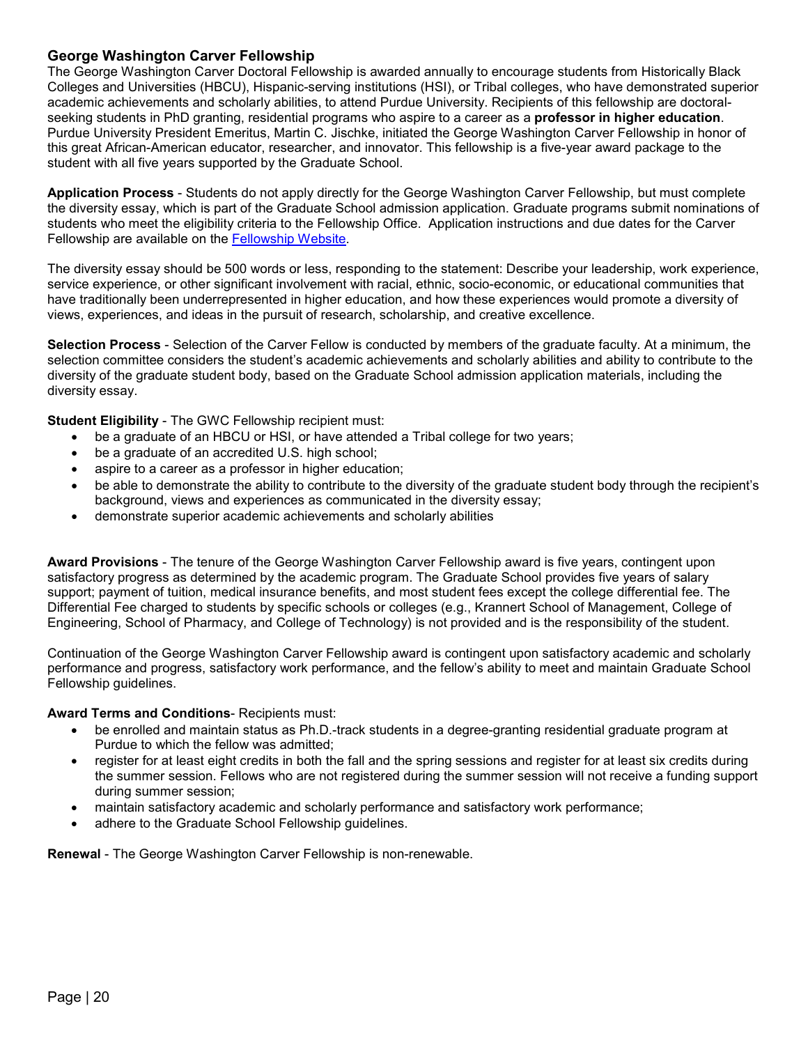### George Washington Carver Fellowship

The George Washington Carver Doctoral Fellowship is awarded annually to encourage students from Historically Black Colleges and Universities (HBCU), Hispanic-serving institutions (HSI), or Tribal colleges, who have demonstrated superior academic achievements and scholarly abilities, to attend Purdue University. Recipients of this fellowship are doctoral-seeking students in PhD granting, residential programs who aspire to a career as a **professor in higher education**. Purdue University President Emeritus, Martin C. Jischke, initiated the George Washington Carver Fellowship in honor of this great African-American educator, researcher, and innovator. This fellowship is a five-year award package to the student with all five years supported by the Graduate School.

**Application Process** - Students do not apply directly for the George Washington Carver Fellowship, but must complete the diversity essay, which is part of the Graduate School admission application. Graduate programs submit nominations of students who meet the eligibility criteria to the Fellowship Office. Application instructions and due dates for the Carver Fellowship are available on the Fellowship Website.

The diversity essay should be 500 words or less, responding to the statement: Describe your leadership, work experience, service experience, or other significant involvement with racial, ethnic, socio-economic, or educational communities that have traditionally been underrepresented in higher education, and how these experiences would promote a diversity of views, experiences, and ideas in the pursuit of research, scholarship, and creative excellence.

**Selection Process** - Selection of the Carver Fellow is conducted by members of the graduate faculty. At a minimum, the selection committee considers the student's academic achievements and scholarly abilities and ability to contribute to the diversity of the graduate student body, based on the Graduate School admission application materials, including the diversity essay.

**Student Eligibility** - The GWC Fellowship recipient must:

- be a graduate of an HBCU or HSI, or have attended a Tribal college for two years;
- be a graduate of an accredited U.S. high school;
- aspire to a career as a professor in higher education;
- be able to demonstrate the ability to contribute to the diversity of the graduate student body through the recipient's background, views and experiences as communicated in the diversity essay;
- demonstrate superior academic achievements and scholarly abilities

**Award Provisions** - The tenure of the George Washington Carver Fellowship award is five years, contingent upon satisfactory progress as determined by the academic program. The Graduate School provides five years of salary support; payment of tuition, medical insurance benefits, and most student fees except the college differential fee. The Differential Fee charged to students by specific schools or colleges (e.g., Krannert School of Management, College of Engineering, School of Pharmacy, and College of Technology) is not provided and is the responsibility of the student.

Continuation of the George Washington Carver Fellowship award is contingent upon satisfactory academic and scholarly performance and progress, satisfactory work performance, and the fellow's ability to meet and maintain Graduate School Fellowship guidelines.

**Award Terms and Conditions**- Recipients must:

- be enrolled and maintain status as Ph.D.-track students in a degree-granting residential graduate program at Purdue to which the fellow was admitted;
- register for at least eight credits in both the fall and the spring sessions and register for at least six credits during the summer session. Fellows who are not registered during the summer session will not receive a funding support during summer session;
- maintain satisfactory academic and scholarly performance and satisfactory work performance;
- adhere to the Graduate School Fellowship guidelines.

**Renewal** - The George Washington Carver Fellowship is non-renewable.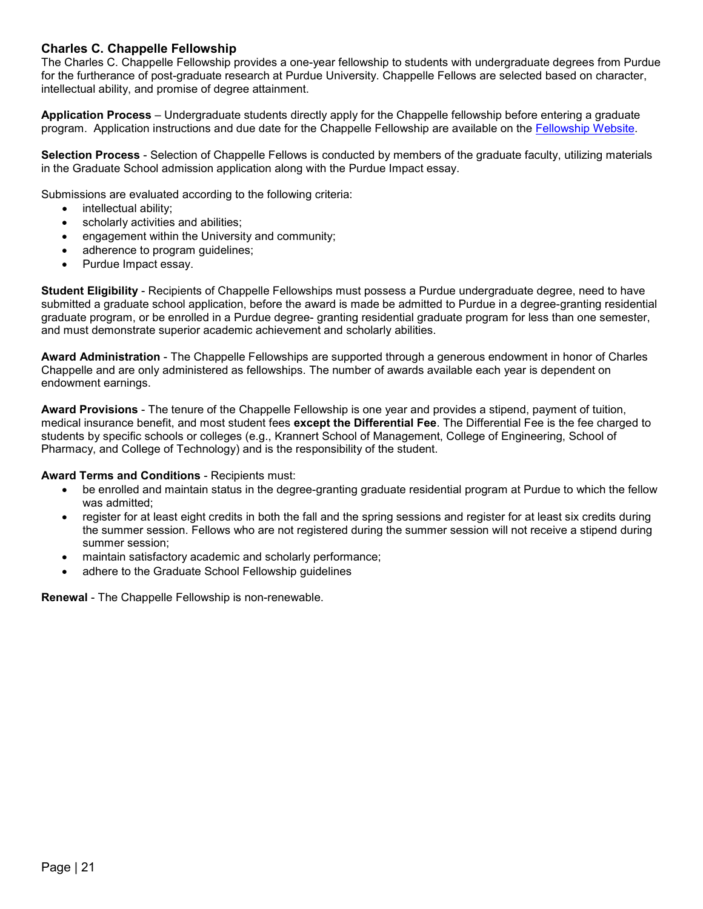### Charles C. Chappelle Fellowship

The Charles C. Chappelle Fellowship provides a one-year fellowship to students with undergraduate degrees from Purdue for the furtherance of post-graduate research at Purdue University. Chappelle Fellows are selected based on character, intellectual ability, and promise of degree attainment.

**Application Process** – Undergraduate students directly apply for the Chappelle fellowship before entering a graduate program. Application instructions and due date for the Chappelle Fellowship are available on the Fellowship Website.

**Selection Process** - Selection of Chappelle Fellows is conducted by members of the graduate faculty, utilizing materials in the Graduate School admission application along with the Purdue Impact essay.

Submissions are evaluated according to the following criteria:

- intellectual ability;
- scholarly activities and abilities;
- engagement within the University and community;
- adherence to program guidelines;
- Purdue Impact essay.

**Student Eligibility** - Recipients of Chappelle Fellowships must possess a Purdue undergraduate degree, need to have submitted a graduate school application, before the award is made be admitted to Purdue in a degree-granting residential graduate program, or be enrolled in a Purdue degree- granting residential graduate program for less than one semester, and must demonstrate superior academic achievement and scholarly abilities.

**Award Administration** - The Chappelle Fellowships are supported through a generous endowment in honor of Charles Chappelle and are only administered as fellowships. The number of awards available each year is dependent on endowment earnings.

**Award Provisions** - The tenure of the Chappelle Fellowship is one year and provides a stipend, payment of tuition, medical insurance benefit, and most student fees **except the Differential Fee**. The Differential Fee is the fee charged to students by specific schools or colleges (e.g., Krannert School of Management, College of Engineering, School of Pharmacy, and College of Technology) and is the responsibility of the student.

**Award Terms and Conditions** - Recipients must:

- be enrolled and maintain status in the degree-granting graduate residential program at Purdue to which the fellow was admitted;
- register for at least eight credits in both the fall and the spring sessions and register for at least six credits during the summer session. Fellows who are not registered during the summer session will not receive a stipend during summer session;
- maintain satisfactory academic and scholarly performance;
- adhere to the Graduate School Fellowship guidelines

**Renewal** - The Chappelle Fellowship is non-renewable.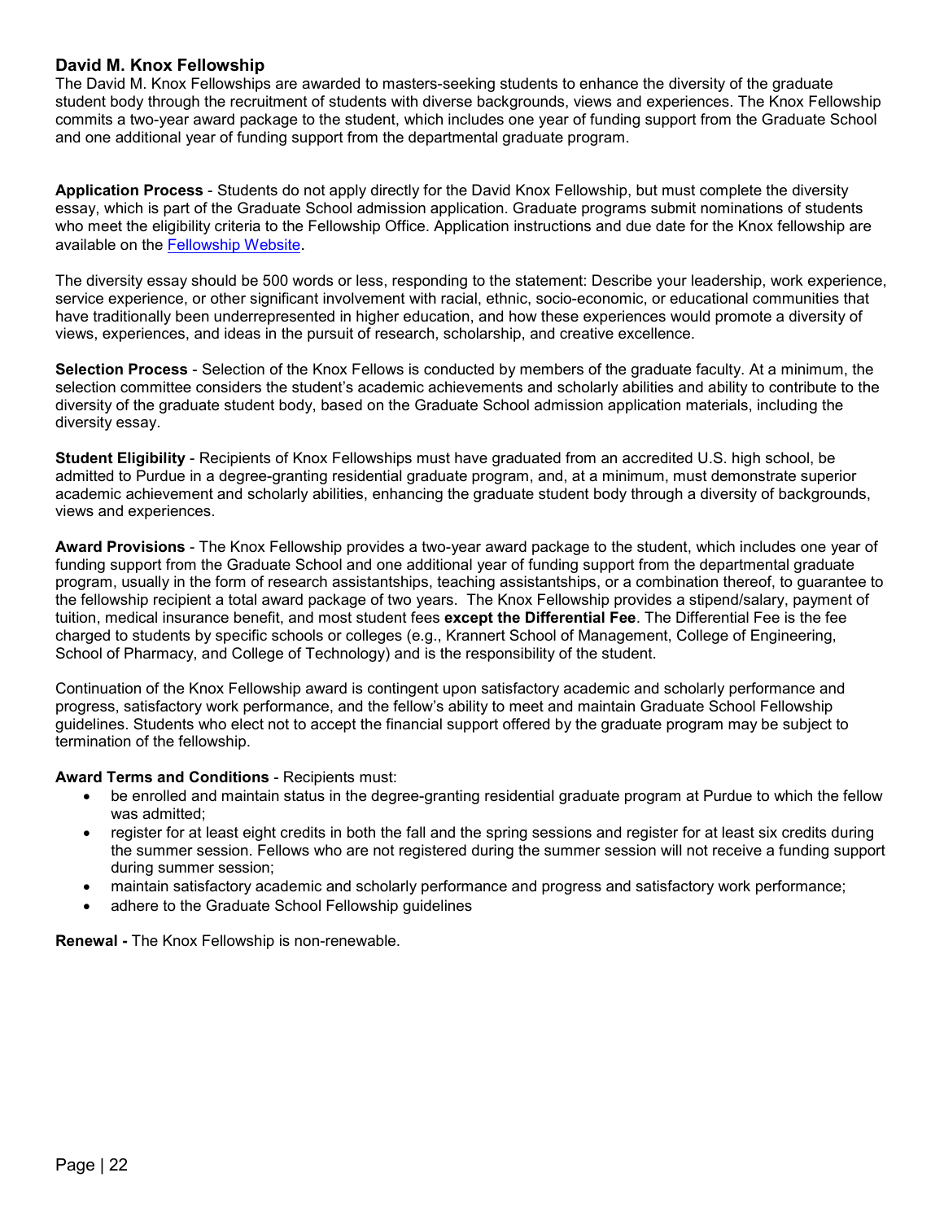## David M. Knox Fellowship

The David M. Knox Fellowships are awarded to masters-seeking students to enhance the diversity of the graduate student body through the recruitment of students with diverse backgrounds, views and experiences. The Knox Fellowship commits a two-year award package to the student, which includes one year of funding support from the Graduate School and one additional year of funding support from the departmental graduate program.

**Application Process** - Students do not apply directly for the David Knox Fellowship, but must complete the diversity essay, which is part of the Graduate School admission application. Graduate programs submit nominations of students who meet the eligibility criteria to the Fellowship Office. Application instructions and due date for the Knox fellowship are available on the [Fellowship Website](#).

The diversity essay should be 500 words or less, responding to the statement: Describe your leadership, work experience, service experience, or other significant involvement with racial, ethnic, socio-economic, or educational communities that have traditionally been underrepresented in higher education, and how these experiences would promote a diversity of views, experiences, and ideas in the pursuit of research, scholarship, and creative excellence.

**Selection Process** - Selection of the Knox Fellows is conducted by members of the graduate faculty. At a minimum, the selection committee considers the student's academic achievements and scholarly abilities and ability to contribute to the diversity of the graduate student body, based on the Graduate School admission application materials, including the diversity essay.

**Student Eligibility** - Recipients of Knox Fellowships must have graduated from an accredited U.S. high school, be admitted to Purdue in a degree-granting residential graduate program, and, at a minimum, must demonstrate superior academic achievement and scholarly abilities, enhancing the graduate student body through a diversity of backgrounds, views and experiences.

**Award Provisions** - The Knox Fellowship provides a two-year award package to the student, which includes one year of funding support from the Graduate School and one additional year of funding support from the departmental graduate program, usually in the form of research assistantships, teaching assistantships, or a combination thereof, to guarantee to the fellowship recipient a total award package of two years. The Knox Fellowship provides a stipend/salary, payment of tuition, medical insurance benefit, and most student fees **except the Differential Fee**. The Differential Fee is the fee charged to students by specific schools or colleges (e.g., Krannert School of Management, College of Engineering, School of Pharmacy, and College of Technology) and is the responsibility of the student.

Continuation of the Knox Fellowship award is contingent upon satisfactory academic and scholarly performance and progress, satisfactory work performance, and the fellow's ability to meet and maintain Graduate School Fellowship guidelines. Students who elect not to accept the financial support offered by the graduate program may be subject to termination of the fellowship.

**Award Terms and Conditions** - Recipients must:

- be enrolled and maintain status in the degree-granting residential graduate program at Purdue to which the fellow was admitted;
- register for at least eight credits in both the fall and the spring sessions and register for at least six credits during the summer session. Fellows who are not registered during the summer session will not receive a funding support during summer session;
- maintain satisfactory academic and scholarly performance and progress and satisfactory work performance;
- adhere to the Graduate School Fellowship guidelines

**Renewal -** The Knox Fellowship is non-renewable.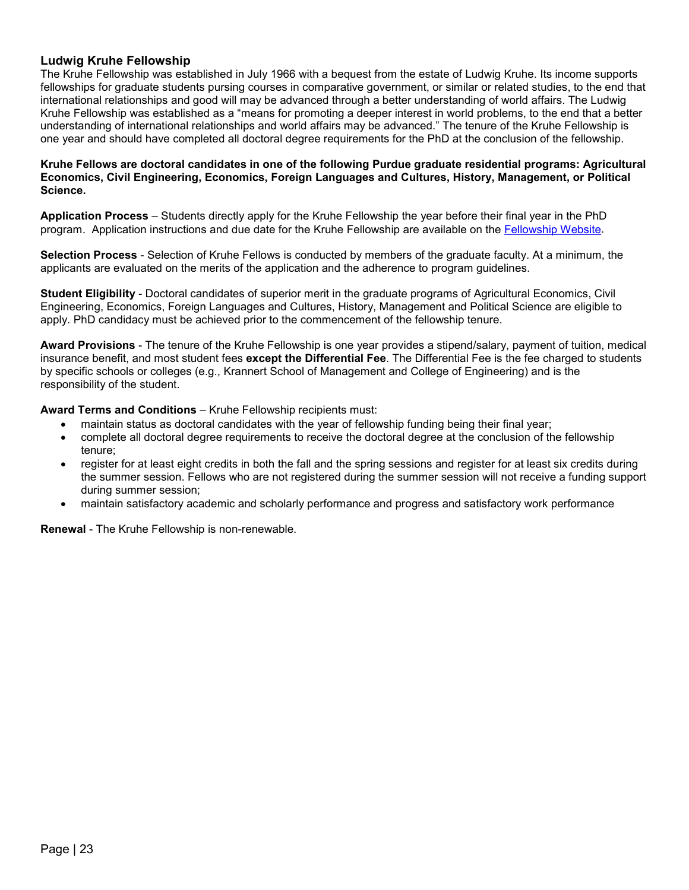## Ludwig Kruhe Fellowship

The Kruhe Fellowship was established in July 1966 with a bequest from the estate of Ludwig Kruhe. Its income supports fellowships for graduate students pursing courses in comparative government, or similar or related studies, to the end that international relationships and good will may be advanced through a better understanding of world affairs. The Ludwig Kruhe Fellowship was established as a "means for promoting a deeper interest in world problems, to the end that a better understanding of international relationships and world affairs may be advanced." The tenure of the Kruhe Fellowship is one year and should have completed all doctoral degree requirements for the PhD at the conclusion of the fellowship.

**Kruhe Fellows are doctoral candidates in one of the following Purdue graduate residential programs: Agricultural Economics, Civil Engineering, Economics, Foreign Languages and Cultures, History, Management, or Political Science.**

**Application Process** – Students directly apply for the Kruhe Fellowship the year before their final year in the PhD program. Application instructions and due date for the Kruhe Fellowship are available on the Fellowship Website.

**Selection Process** - Selection of Kruhe Fellows is conducted by members of the graduate faculty. At a minimum, the applicants are evaluated on the merits of the application and the adherence to program guidelines.

**Student Eligibility** - Doctoral candidates of superior merit in the graduate programs of Agricultural Economics, Civil Engineering, Economics, Foreign Languages and Cultures, History, Management and Political Science are eligible to apply. PhD candidacy must be achieved prior to the commencement of the fellowship tenure.

**Award Provisions** - The tenure of the Kruhe Fellowship is one year provides a stipend/salary, payment of tuition, medical insurance benefit, and most student fees **except the Differential Fee**. The Differential Fee is the fee charged to students by specific schools or colleges (e.g., Krannert School of Management and College of Engineering) and is the responsibility of the student.

**Award Terms and Conditions** – Kruhe Fellowship recipients must:

- maintain status as doctoral candidates with the year of fellowship funding being their final year;
- complete all doctoral degree requirements to receive the doctoral degree at the conclusion of the fellowship tenure;
- register for at least eight credits in both the fall and the spring sessions and register for at least six credits during the summer session. Fellows who are not registered during the summer session will not receive a funding support during summer session;
- maintain satisfactory academic and scholarly performance and progress and satisfactory work performance

**Renewal** - The Kruhe Fellowship is non-renewable.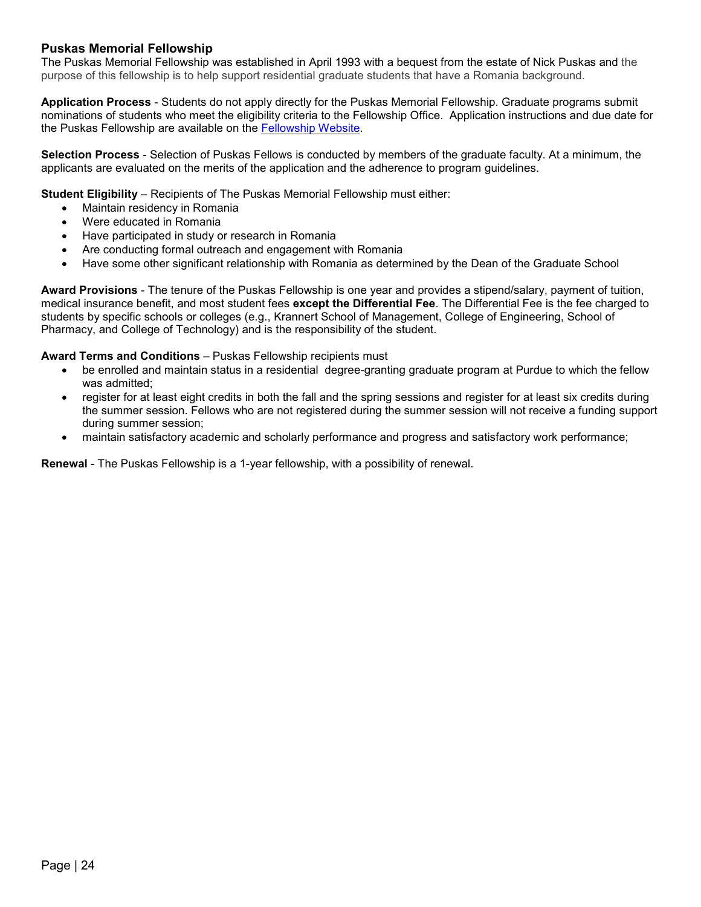## Puskas Memorial Fellowship

The Puskas Memorial Fellowship was established in April 1993 with a bequest from the estate of Nick Puskas and the purpose of this fellowship is to help support residential graduate students that have a Romania background.

**Application Process** - Students do not apply directly for the Puskas Memorial Fellowship. Graduate programs submit nominations of students who meet the eligibility criteria to the Fellowship Office. Application instructions and due date for the Puskas Fellowship are available on the [Fellowship Website](Fellowship Website).

**Selection Process** - Selection of Puskas Fellows is conducted by members of the graduate faculty. At a minimum, the applicants are evaluated on the merits of the application and the adherence to program guidelines.

**Student Eligibility** – Recipients of The Puskas Memorial Fellowship must either:

- Maintain residency in Romania
- Were educated in Romania
- Have participated in study or research in Romania
- Are conducting formal outreach and engagement with Romania
- Have some other significant relationship with Romania as determined by the Dean of the Graduate School

**Award Provisions** - The tenure of the Puskas Fellowship is one year and provides a stipend/salary, payment of tuition, medical insurance benefit, and most student fees **except the Differential Fee**. The Differential Fee is the fee charged to students by specific schools or colleges (e.g., Krannert School of Management, College of Engineering, School of Pharmacy, and College of Technology) and is the responsibility of the student.

**Award Terms and Conditions** – Puskas Fellowship recipients must

- be enrolled and maintain status in a residential degree-granting graduate program at Purdue to which the fellow was admitted;
- register for at least eight credits in both the fall and the spring sessions and register for at least six credits during the summer session. Fellows who are not registered during the summer session will not receive a funding support during summer session;
- maintain satisfactory academic and scholarly performance and progress and satisfactory work performance;

**Renewal** - The Puskas Fellowship is a 1-year fellowship, with a possibility of renewal.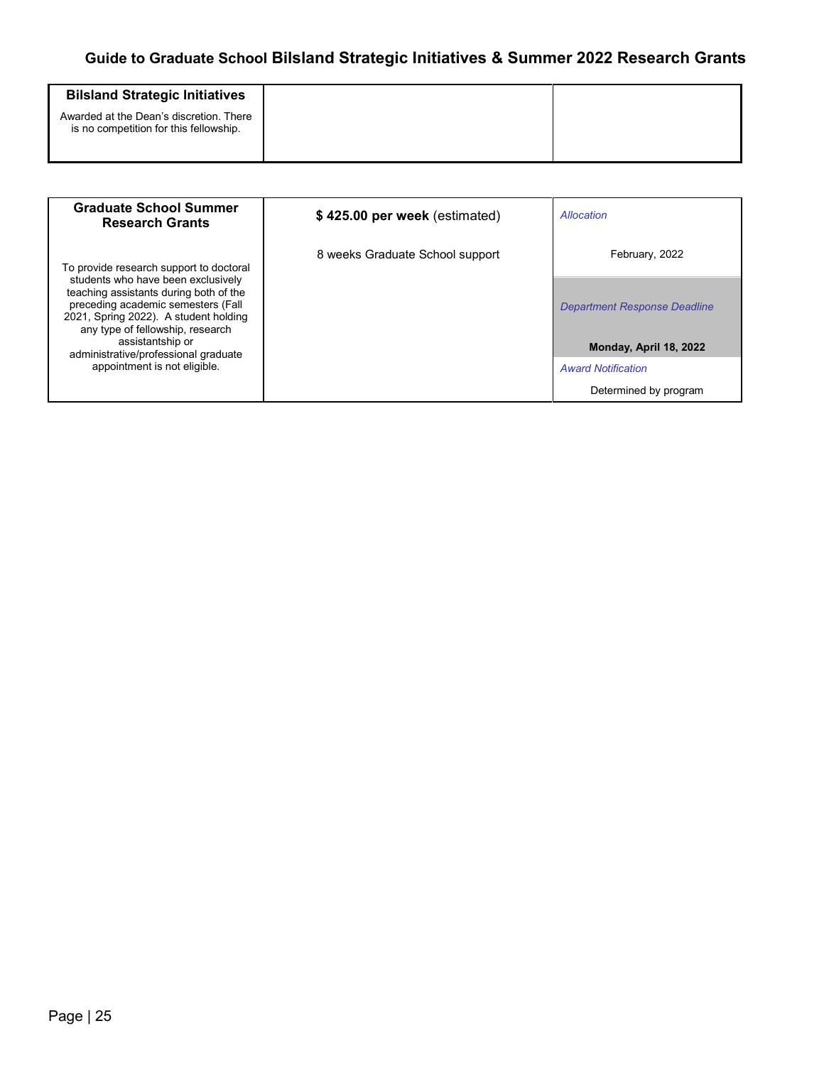## Guide to Graduate School Bilsland Strategic Initiatives & Summer 2022 Research Grants

| **Bilsland Strategic Initiatives**<br><br>Awarded at the Dean's discretion. There is no competition for this fellowship. | | |
|---|---|---|

| **Graduate School Summer Research Grants**<br><br>To provide research support to doctoral students who have been exclusively teaching assistants during both of the preceding academic semesters (Fall 2021, Spring 2022). A student holding any type of fellowship, research assistantship or administrative/professional graduate appointment is not eligible. | **$ 425.00 per week** (estimated)<br><br>8 weeks Graduate School support | *Allocation*<br><br>February, 2022<br><br>*Department Response Deadline*<br><br>**Monday, April 18, 2022**<br><br>*Award Notification*<br><br>Determined by program |
|---|---|---|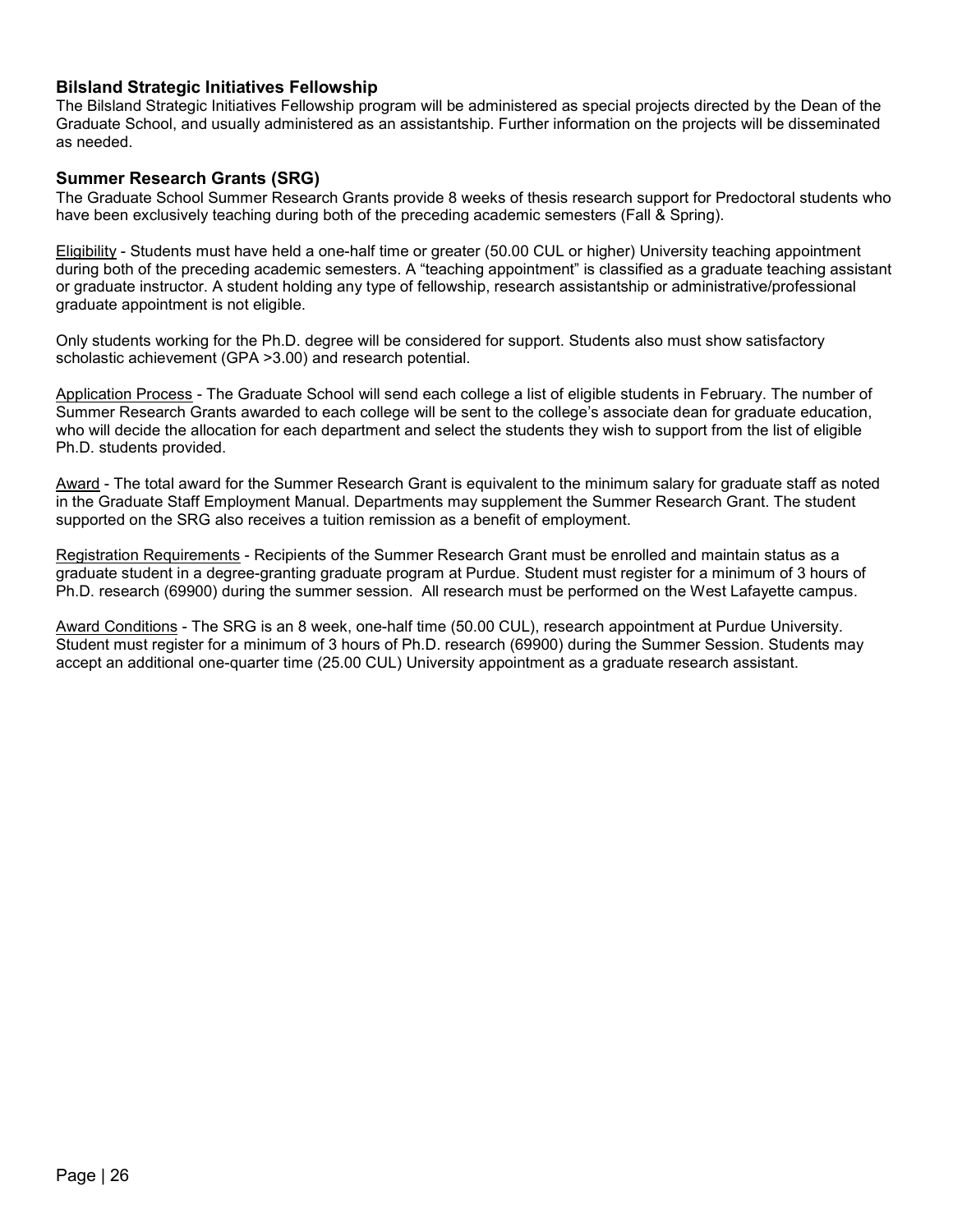### Bilsland Strategic Initiatives Fellowship

The Bilsland Strategic Initiatives Fellowship program will be administered as special projects directed by the Dean of the Graduate School, and usually administered as an assistantship. Further information on the projects will be disseminated as needed.

### Summer Research Grants (SRG)

The Graduate School Summer Research Grants provide 8 weeks of thesis research support for Predoctoral students who have been exclusively teaching during both of the preceding academic semesters (Fall & Spring).

Eligibility - Students must have held a one-half time or greater (50.00 CUL or higher) University teaching appointment during both of the preceding academic semesters. A "teaching appointment" is classified as a graduate teaching assistant or graduate instructor. A student holding any type of fellowship, research assistantship or administrative/professional graduate appointment is not eligible.

Only students working for the Ph.D. degree will be considered for support. Students also must show satisfactory scholastic achievement (GPA >3.00) and research potential.

Application Process - The Graduate School will send each college a list of eligible students in February. The number of Summer Research Grants awarded to each college will be sent to the college's associate dean for graduate education, who will decide the allocation for each department and select the students they wish to support from the list of eligible Ph.D. students provided.

Award - The total award for the Summer Research Grant is equivalent to the minimum salary for graduate staff as noted in the Graduate Staff Employment Manual. Departments may supplement the Summer Research Grant. The student supported on the SRG also receives a tuition remission as a benefit of employment.

Registration Requirements - Recipients of the Summer Research Grant must be enrolled and maintain status as a graduate student in a degree-granting graduate program at Purdue. Student must register for a minimum of 3 hours of Ph.D. research (69900) during the summer session. All research must be performed on the West Lafayette campus.

Award Conditions - The SRG is an 8 week, one-half time (50.00 CUL), research appointment at Purdue University. Student must register for a minimum of 3 hours of Ph.D. research (69900) during the Summer Session. Students may accept an additional one-quarter time (25.00 CUL) University appointment as a graduate research assistant.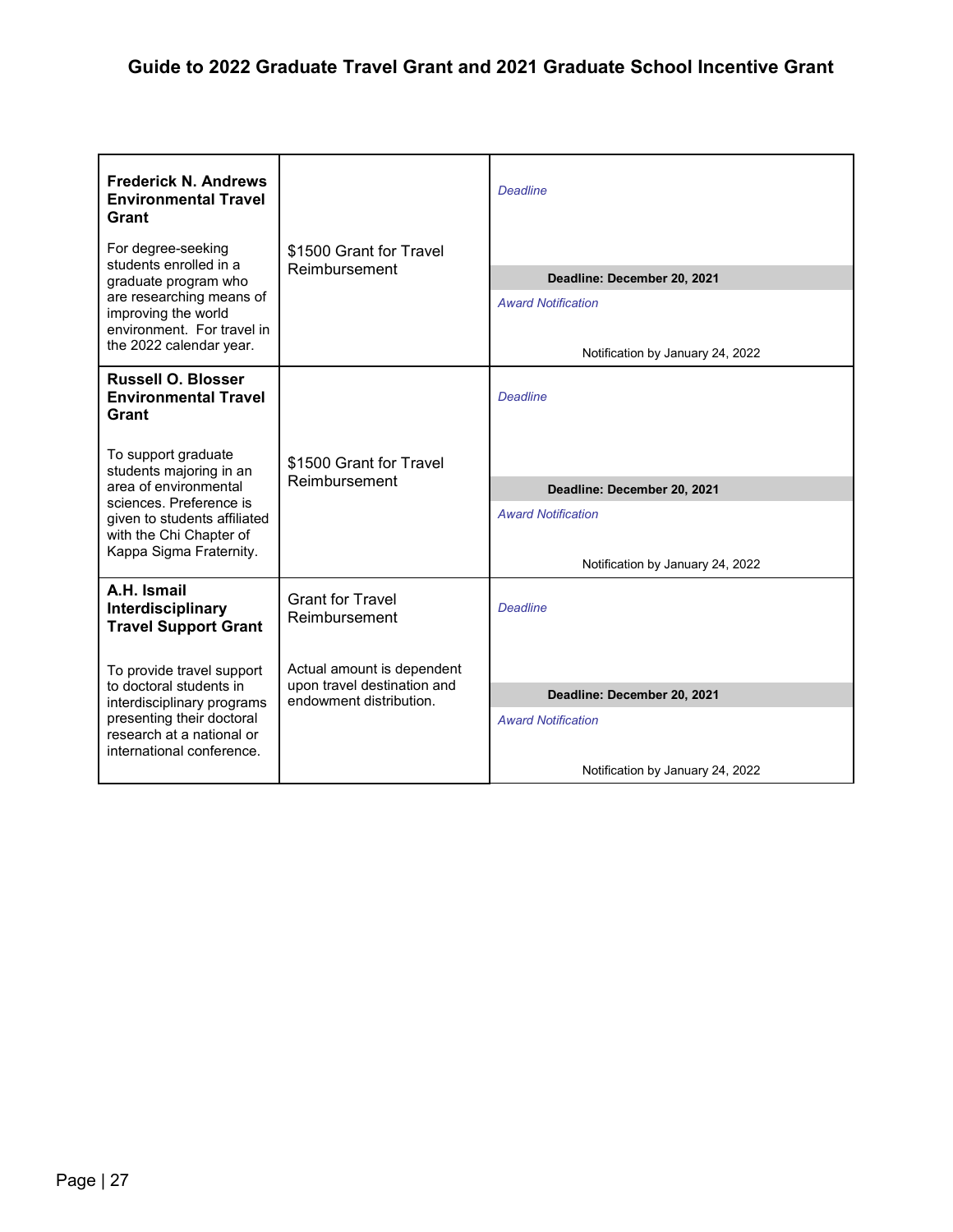| Grant | Amount | Deadline / Award Notification |
|---|---|---|
| **Frederick N. Andrews Environmental Travel Grant**<br><br>For degree-seeking students enrolled in a graduate program who are researching means of improving the world environment. For travel in the 2022 calendar year. | $1500 Grant for Travel Reimbursement | *Deadline*<br>**Deadline: December 20, 2021**<br>*Award Notification*<br>Notification by January 24, 2022 |
| **Russell O. Blosser Environmental Travel Grant**<br><br>To support graduate students majoring in an area of environmental sciences. Preference is given to students affiliated with the Chi Chapter of Kappa Sigma Fraternity. | $1500 Grant for Travel Reimbursement | *Deadline*<br>**Deadline: December 20, 2021**<br>*Award Notification*<br>Notification by January 24, 2022 |
| **A.H. Ismail Interdisciplinary Travel Support Grant**<br><br>To provide travel support to doctoral students in interdisciplinary programs presenting their doctoral research at a national or international conference. | Grant for Travel Reimbursement<br><br>Actual amount is dependent upon travel destination and endowment distribution. | *Deadline*<br>**Deadline: December 20, 2021**<br>*Award Notification*<br>Notification by January 24, 2022 |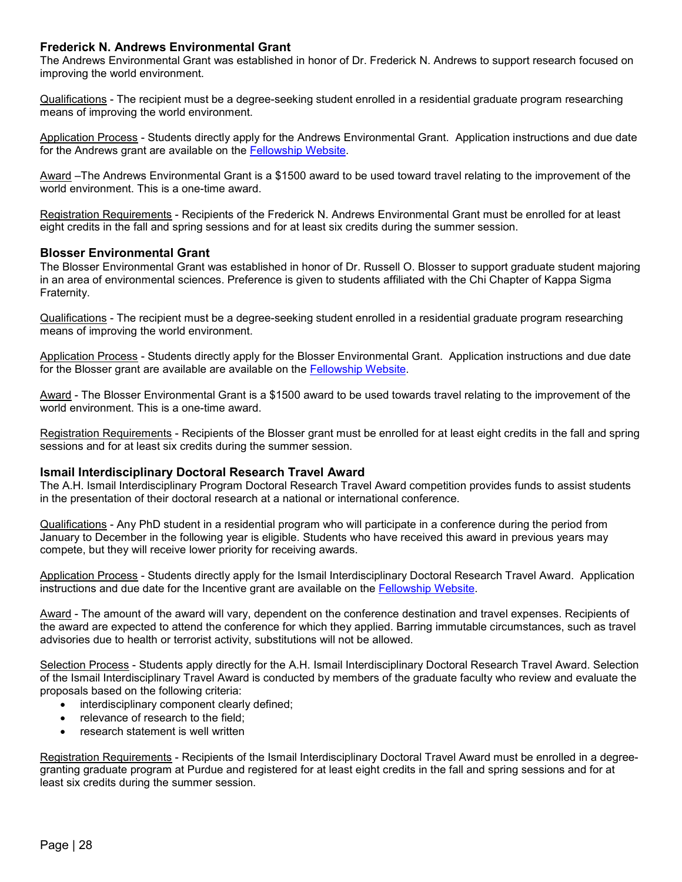### Frederick N. Andrews Environmental Grant

The Andrews Environmental Grant was established in honor of Dr. Frederick N. Andrews to support research focused on improving the world environment.

Qualifications - The recipient must be a degree-seeking student enrolled in a residential graduate program researching means of improving the world environment.

Application Process - Students directly apply for the Andrews Environmental Grant. Application instructions and due date for the Andrews grant are available on the Fellowship Website.

Award –The Andrews Environmental Grant is a $1500 award to be used toward travel relating to the improvement of the world environment. This is a one-time award.

Registration Requirements - Recipients of the Frederick N. Andrews Environmental Grant must be enrolled for at least eight credits in the fall and spring sessions and for at least six credits during the summer session.

### Blosser Environmental Grant

The Blosser Environmental Grant was established in honor of Dr. Russell O. Blosser to support graduate student majoring in an area of environmental sciences. Preference is given to students affiliated with the Chi Chapter of Kappa Sigma Fraternity.

Qualifications - The recipient must be a degree-seeking student enrolled in a residential graduate program researching means of improving the world environment.

Application Process - Students directly apply for the Blosser Environmental Grant. Application instructions and due date for the Blosser grant are available are available on the Fellowship Website.

Award - The Blosser Environmental Grant is a $1500 award to be used towards travel relating to the improvement of the world environment. This is a one-time award.

Registration Requirements - Recipients of the Blosser grant must be enrolled for at least eight credits in the fall and spring sessions and for at least six credits during the summer session.

### Ismail Interdisciplinary Doctoral Research Travel Award

The A.H. Ismail Interdisciplinary Program Doctoral Research Travel Award competition provides funds to assist students in the presentation of their doctoral research at a national or international conference.

Qualifications - Any PhD student in a residential program who will participate in a conference during the period from January to December in the following year is eligible. Students who have received this award in previous years may compete, but they will receive lower priority for receiving awards.

Application Process - Students directly apply for the Ismail Interdisciplinary Doctoral Research Travel Award. Application instructions and due date for the Incentive grant are available on the Fellowship Website.

Award - The amount of the award will vary, dependent on the conference destination and travel expenses. Recipients of the award are expected to attend the conference for which they applied. Barring immutable circumstances, such as travel advisories due to health or terrorist activity, substitutions will not be allowed.

Selection Process - Students apply directly for the A.H. Ismail Interdisciplinary Doctoral Research Travel Award. Selection of the Ismail Interdisciplinary Travel Award is conducted by members of the graduate faculty who review and evaluate the proposals based on the following criteria:

- interdisciplinary component clearly defined;
- relevance of research to the field;
- research statement is well written

Registration Requirements - Recipients of the Ismail Interdisciplinary Doctoral Travel Award must be enrolled in a degree-granting graduate program at Purdue and registered for at least eight credits in the fall and spring sessions and for at least six credits during the summer session.